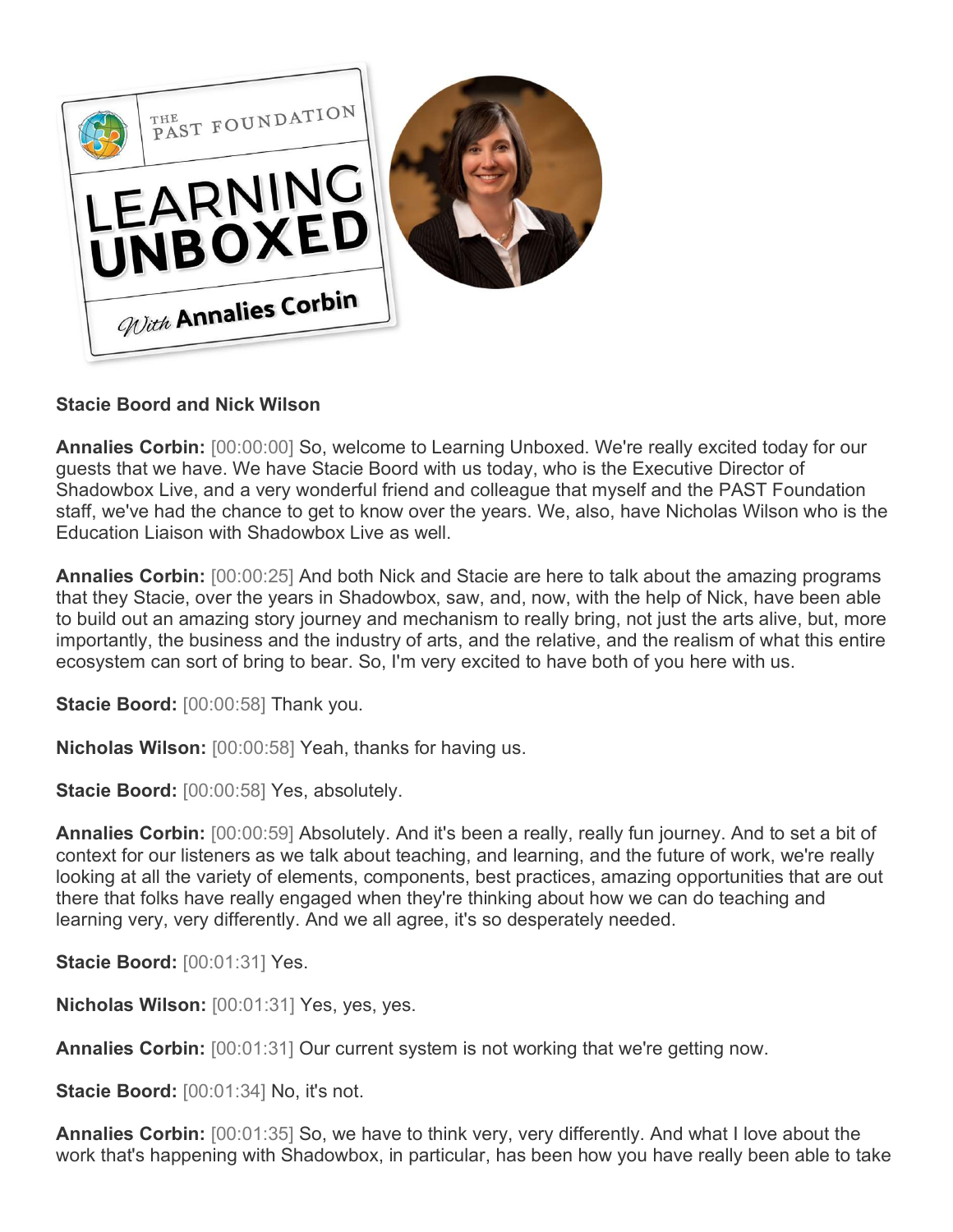**Stacie Boord and Nick Wilson**

**Annalies Corbin:** [00:00:00] So, welcome to Learning Unboxed. We're really excited today for our guests that we have. We have Stacie Boord with us today, who is the Executive Director of Shadowbox Live, and a very wonderful friend and colleague that myself and the PAST Foundation staff, we've had the chance to get to know over the years. We, also, have Nicholas Wilson who is the Education Liaison with Shadowbox Live as well.

**Annalies Corbin:** [00:00:25] And both Nick and Stacie are here to talk about the amazing programs that they Stacie, over the years in Shadowbox, saw, and, now, with the help of Nick, have been able to build out an amazing story journey and mechanism to really bring, not just the arts alive, but, more importantly, the business and the industry of arts, and the relative, and the realism of what this entire ecosystem can sort of bring to bear. So, I'm very excited to have both of you here with us.

**Stacie Boord:** [00:00:58] Thank you.

**Nicholas Wilson:** [00:00:58] Yeah, thanks for having us.

**Stacie Boord:** [00:00:58] Yes, absolutely.

**Annalies Corbin:** [00:00:59] Absolutely. And it's been a really, really fun journey. And to set a bit of context for our listeners as we talk about teaching, and learning, and the future of work, we're really looking at all the variety of elements, components, best practices, amazing opportunities that are out there that folks have really engaged when they're thinking about how we can do teaching and learning very, very differently. And we all agree, it's so desperately needed.

**Stacie Boord:** [00:01:31] Yes.

**Nicholas Wilson:** [00:01:31] Yes, yes, yes.

**Annalies Corbin:** [00:01:31] Our current system is not working that we're getting now.

**Stacie Boord:** [00:01:34] No, it's not.

**Annalies Corbin:** [00:01:35] So, we have to think very, very differently. And what I love about the work that's happening with Shadowbox, in particular, has been how you have really been able to take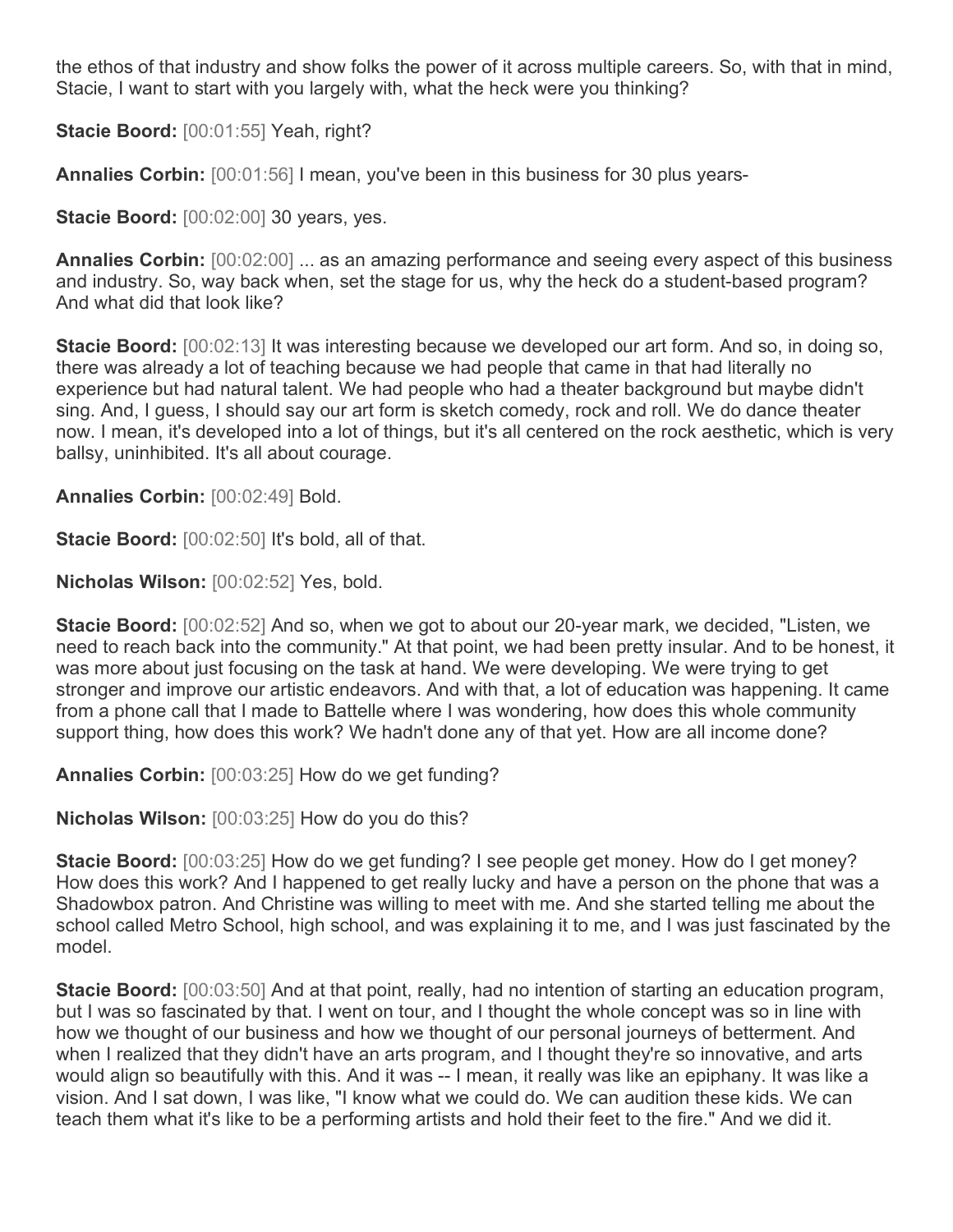the ethos of that industry and show folks the power of it across multiple careers. So, with that in mind, Stacie, I want to start with you largely with, what the heck were you thinking?

**Stacie Boord:** [00:01:55] Yeah, right?

**Annalies Corbin:** [00:01:56] I mean, you've been in this business for 30 plus years-

**Stacie Boord:** [00:02:00] 30 years, yes.

**Annalies Corbin:** [00:02:00] ... as an amazing performance and seeing every aspect of this business and industry. So, way back when, set the stage for us, why the heck do a student-based program? And what did that look like?

**Stacie Boord:** [00:02:13] It was interesting because we developed our art form. And so, in doing so, there was already a lot of teaching because we had people that came in that had literally no experience but had natural talent. We had people who had a theater background but maybe didn't sing. And, I guess, I should say our art form is sketch comedy, rock and roll. We do dance theater now. I mean, it's developed into a lot of things, but it's all centered on the rock aesthetic, which is very ballsy, uninhibited. It's all about courage.

**Annalies Corbin:** [00:02:49] Bold.

**Stacie Boord:** [00:02:50] It's bold, all of that.

**Nicholas Wilson:** [00:02:52] Yes, bold.

**Stacie Boord:** [00:02:52] And so, when we got to about our 20-year mark, we decided, "Listen, we need to reach back into the community." At that point, we had been pretty insular. And to be honest, it was more about just focusing on the task at hand. We were developing. We were trying to get stronger and improve our artistic endeavors. And with that, a lot of education was happening. It came from a phone call that I made to Battelle where I was wondering, how does this whole community support thing, how does this work? We hadn't done any of that yet. How are all income done?

**Annalies Corbin:** [00:03:25] How do we get funding?

**Nicholas Wilson:** [00:03:25] How do you do this?

**Stacie Boord:** [00:03:25] How do we get funding? I see people get money. How do I get money? How does this work? And I happened to get really lucky and have a person on the phone that was a Shadowbox patron. And Christine was willing to meet with me. And she started telling me about the school called Metro School, high school, and was explaining it to me, and I was just fascinated by the model.

**Stacie Boord:** [00:03:50] And at that point, really, had no intention of starting an education program, but I was so fascinated by that. I went on tour, and I thought the whole concept was so in line with how we thought of our business and how we thought of our personal journeys of betterment. And when I realized that they didn't have an arts program, and I thought they're so innovative, and arts would align so beautifully with this. And it was -- I mean, it really was like an epiphany. It was like a vision. And I sat down, I was like, "I know what we could do. We can audition these kids. We can teach them what it's like to be a performing artists and hold their feet to the fire." And we did it.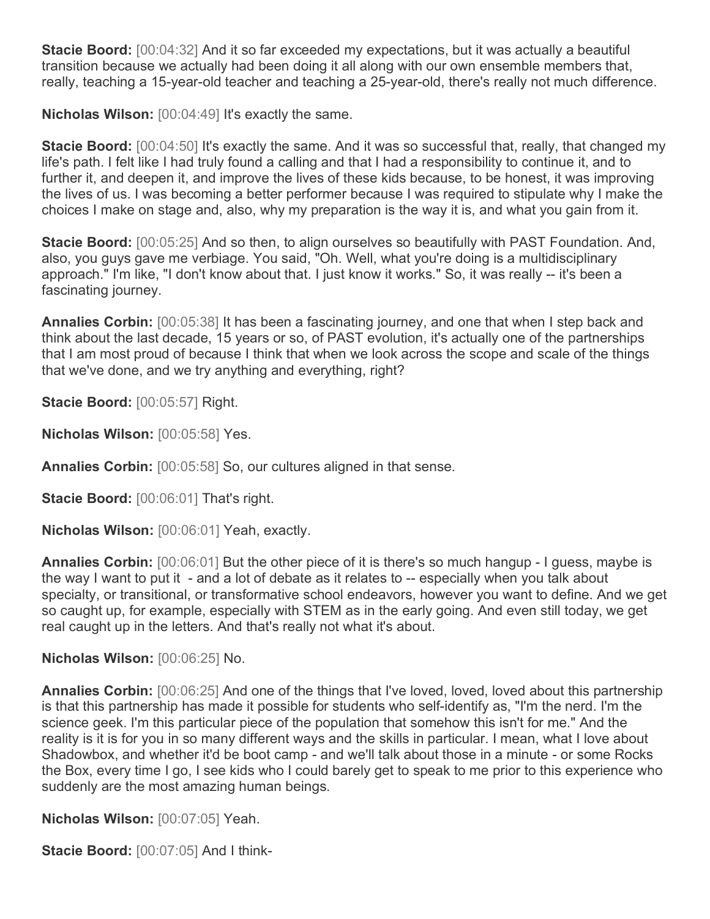**Stacie Boord:** [00:04:32] And it so far exceeded my expectations, but it was actually a beautiful transition because we actually had been doing it all along with our own ensemble members that, really, teaching a 15-year-old teacher and teaching a 25-year-old, there's really not much difference.

**Nicholas Wilson:** [00:04:49] It's exactly the same.

**Stacie Boord:** [00:04:50] It's exactly the same. And it was so successful that, really, that changed my life's path. I felt like I had truly found a calling and that I had a responsibility to continue it, and to further it, and deepen it, and improve the lives of these kids because, to be honest, it was improving the lives of us. I was becoming a better performer because I was required to stipulate why I make the choices I make on stage and, also, why my preparation is the way it is, and what you gain from it.

**Stacie Boord:** [00:05:25] And so then, to align ourselves so beautifully with PAST Foundation. And, also, you guys gave me verbiage. You said, "Oh. Well, what you're doing is a multidisciplinary approach." I'm like, "I don't know about that. I just know it works." So, it was really -- it's been a fascinating journey.

**Annalies Corbin:** [00:05:38] It has been a fascinating journey, and one that when I step back and think about the last decade, 15 years or so, of PAST evolution, it's actually one of the partnerships that I am most proud of because I think that when we look across the scope and scale of the things that we've done, and we try anything and everything, right?

**Stacie Boord:** [00:05:57] Right.

**Nicholas Wilson:** [00:05:58] Yes.

**Annalies Corbin:** [00:05:58] So, our cultures aligned in that sense.

**Stacie Boord:** [00:06:01] That's right.

**Nicholas Wilson:** [00:06:01] Yeah, exactly.

**Annalies Corbin:** [00:06:01] But the other piece of it is there's so much hangup - I guess, maybe is the way I want to put it - and a lot of debate as it relates to -- especially when you talk about specialty, or transitional, or transformative school endeavors, however you want to define. And we get so caught up, for example, especially with STEM as in the early going. And even still today, we get real caught up in the letters. And that's really not what it's about.

**Nicholas Wilson:** [00:06:25] No.

**Annalies Corbin:** [00:06:25] And one of the things that I've loved, loved, loved about this partnership is that this partnership has made it possible for students who self-identify as, "I'm the nerd. I'm the science geek. I'm this particular piece of the population that somehow this isn't for me." And the reality is it is for you in so many different ways and the skills in particular. I mean, what I love about Shadowbox, and whether it'd be boot camp - and we'll talk about those in a minute - or some Rocks the Box, every time I go, I see kids who I could barely get to speak to me prior to this experience who suddenly are the most amazing human beings.

**Nicholas Wilson:** [00:07:05] Yeah.

**Stacie Boord:** [00:07:05] And I think-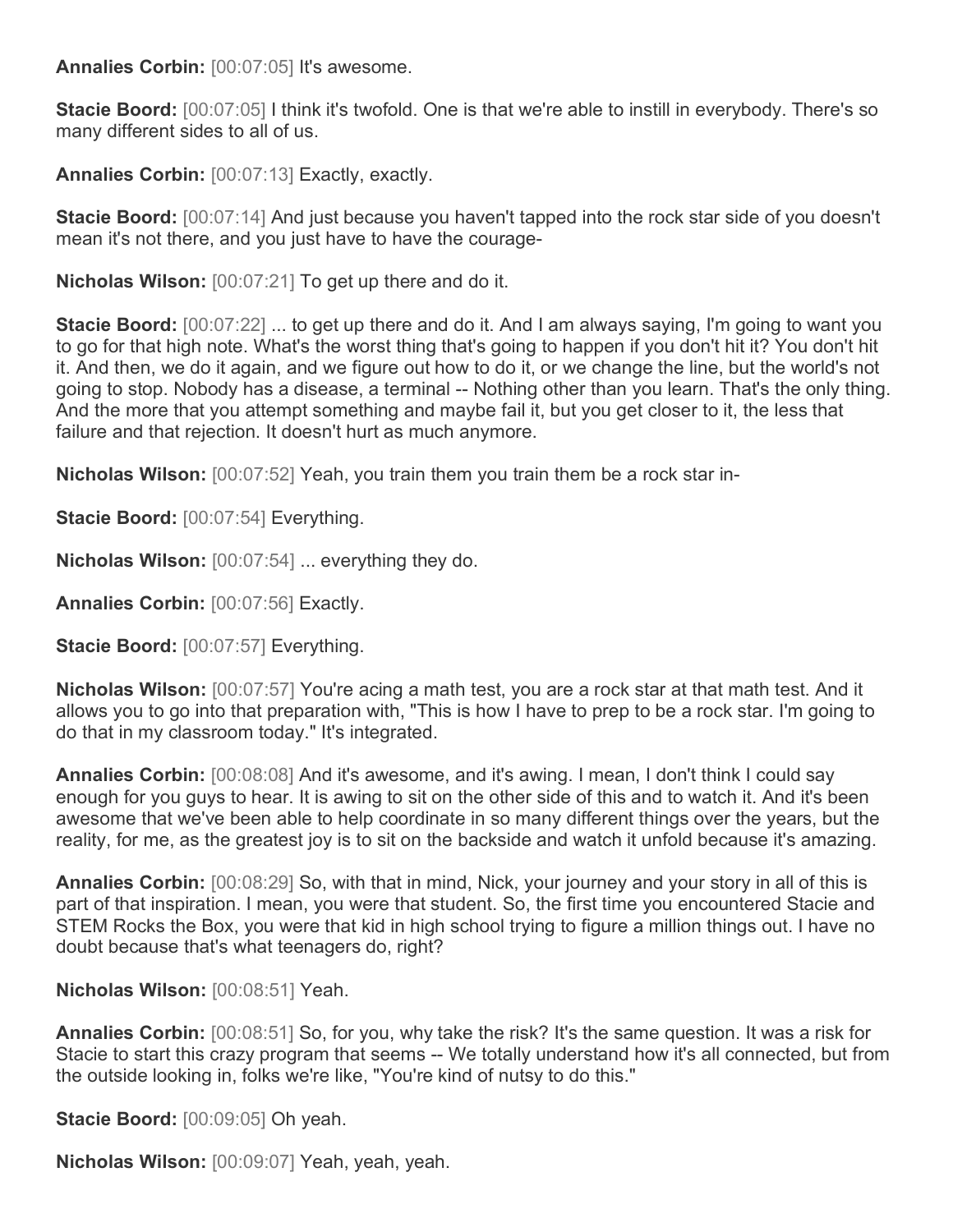**Annalies Corbin:** [00:07:05] It's awesome.

**Stacie Boord:** [00:07:05] I think it's twofold. One is that we're able to instill in everybody. There's so many different sides to all of us.

**Annalies Corbin:** [00:07:13] Exactly, exactly.

**Stacie Boord:** [00:07:14] And just because you haven't tapped into the rock star side of you doesn't mean it's not there, and you just have to have the courage-

**Nicholas Wilson:** [00:07:21] To get up there and do it.

**Stacie Boord:** [00:07:22] ... to get up there and do it. And I am always saying, I'm going to want you to go for that high note. What's the worst thing that's going to happen if you don't hit it? You don't hit it. And then, we do it again, and we figure out how to do it, or we change the line, but the world's not going to stop. Nobody has a disease, a terminal -- Nothing other than you learn. That's the only thing. And the more that you attempt something and maybe fail it, but you get closer to it, the less that failure and that rejection. It doesn't hurt as much anymore.

**Nicholas Wilson:** [00:07:52] Yeah, you train them you train them be a rock star in-

**Stacie Boord:** [00:07:54] Everything.

**Nicholas Wilson:** [00:07:54] ... everything they do.

**Annalies Corbin:** [00:07:56] Exactly.

**Stacie Boord:** [00:07:57] Everything.

**Nicholas Wilson:** [00:07:57] You're acing a math test, you are a rock star at that math test. And it allows you to go into that preparation with, "This is how I have to prep to be a rock star. I'm going to do that in my classroom today." It's integrated.

**Annalies Corbin:** [00:08:08] And it's awesome, and it's awing. I mean, I don't think I could say enough for you guys to hear. It is awing to sit on the other side of this and to watch it. And it's been awesome that we've been able to help coordinate in so many different things over the years, but the reality, for me, as the greatest joy is to sit on the backside and watch it unfold because it's amazing.

**Annalies Corbin:** [00:08:29] So, with that in mind, Nick, your journey and your story in all of this is part of that inspiration. I mean, you were that student. So, the first time you encountered Stacie and STEM Rocks the Box, you were that kid in high school trying to figure a million things out. I have no doubt because that's what teenagers do, right?

**Nicholas Wilson:** [00:08:51] Yeah.

**Annalies Corbin:** [00:08:51] So, for you, why take the risk? It's the same question. It was a risk for Stacie to start this crazy program that seems -- We totally understand how it's all connected, but from the outside looking in, folks we're like, "You're kind of nutsy to do this."

**Stacie Boord:** [00:09:05] Oh yeah.

**Nicholas Wilson:** [00:09:07] Yeah, yeah, yeah.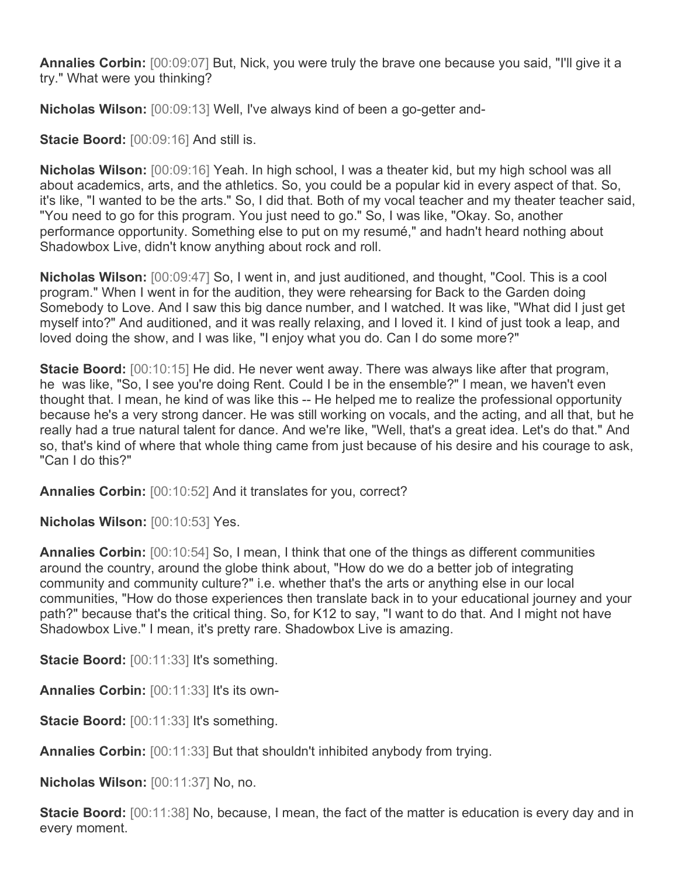**Annalies Corbin:** [00:09:07] But, Nick, you were truly the brave one because you said, "I'll give it a try." What were you thinking?

**Nicholas Wilson:** [00:09:13] Well, I've always kind of been a go-getter and-

**Stacie Boord:** [00:09:16] And still is.

**Nicholas Wilson:** [00:09:16] Yeah. In high school, I was a theater kid, but my high school was all about academics, arts, and the athletics. So, you could be a popular kid in every aspect of that. So, it's like, "I wanted to be the arts." So, I did that. Both of my vocal teacher and my theater teacher said, "You need to go for this program. You just need to go." So, I was like, "Okay. So, another performance opportunity. Something else to put on my resumé," and hadn't heard nothing about Shadowbox Live, didn't know anything about rock and roll.

**Nicholas Wilson:** [00:09:47] So, I went in, and just auditioned, and thought, "Cool. This is a cool program." When I went in for the audition, they were rehearsing for Back to the Garden doing Somebody to Love. And I saw this big dance number, and I watched. It was like, "What did I just get myself into?" And auditioned, and it was really relaxing, and I loved it. I kind of just took a leap, and loved doing the show, and I was like, "I enjoy what you do. Can I do some more?"

**Stacie Boord:** [00:10:15] He did. He never went away. There was always like after that program, he was like, "So, I see you're doing Rent. Could I be in the ensemble?" I mean, we haven't even thought that. I mean, he kind of was like this -- He helped me to realize the professional opportunity because he's a very strong dancer. He was still working on vocals, and the acting, and all that, but he really had a true natural talent for dance. And we're like, "Well, that's a great idea. Let's do that." And so, that's kind of where that whole thing came from just because of his desire and his courage to ask, "Can I do this?"

**Annalies Corbin:** [00:10:52] And it translates for you, correct?

**Nicholas Wilson:** [00:10:53] Yes.

**Annalies Corbin:** [00:10:54] So, I mean, I think that one of the things as different communities around the country, around the globe think about, "How do we do a better job of integrating community and community culture?" i.e. whether that's the arts or anything else in our local communities, "How do those experiences then translate back in to your educational journey and your path?" because that's the critical thing. So, for K12 to say, "I want to do that. And I might not have Shadowbox Live." I mean, it's pretty rare. Shadowbox Live is amazing.

**Stacie Boord:** [00:11:33] It's something.

**Annalies Corbin:** [00:11:33] It's its own-

**Stacie Boord:** [00:11:33] It's something.

**Annalies Corbin:** [00:11:33] But that shouldn't inhibited anybody from trying.

**Nicholas Wilson:** [00:11:37] No, no.

**Stacie Boord:** [00:11:38] No, because, I mean, the fact of the matter is education is every day and in every moment.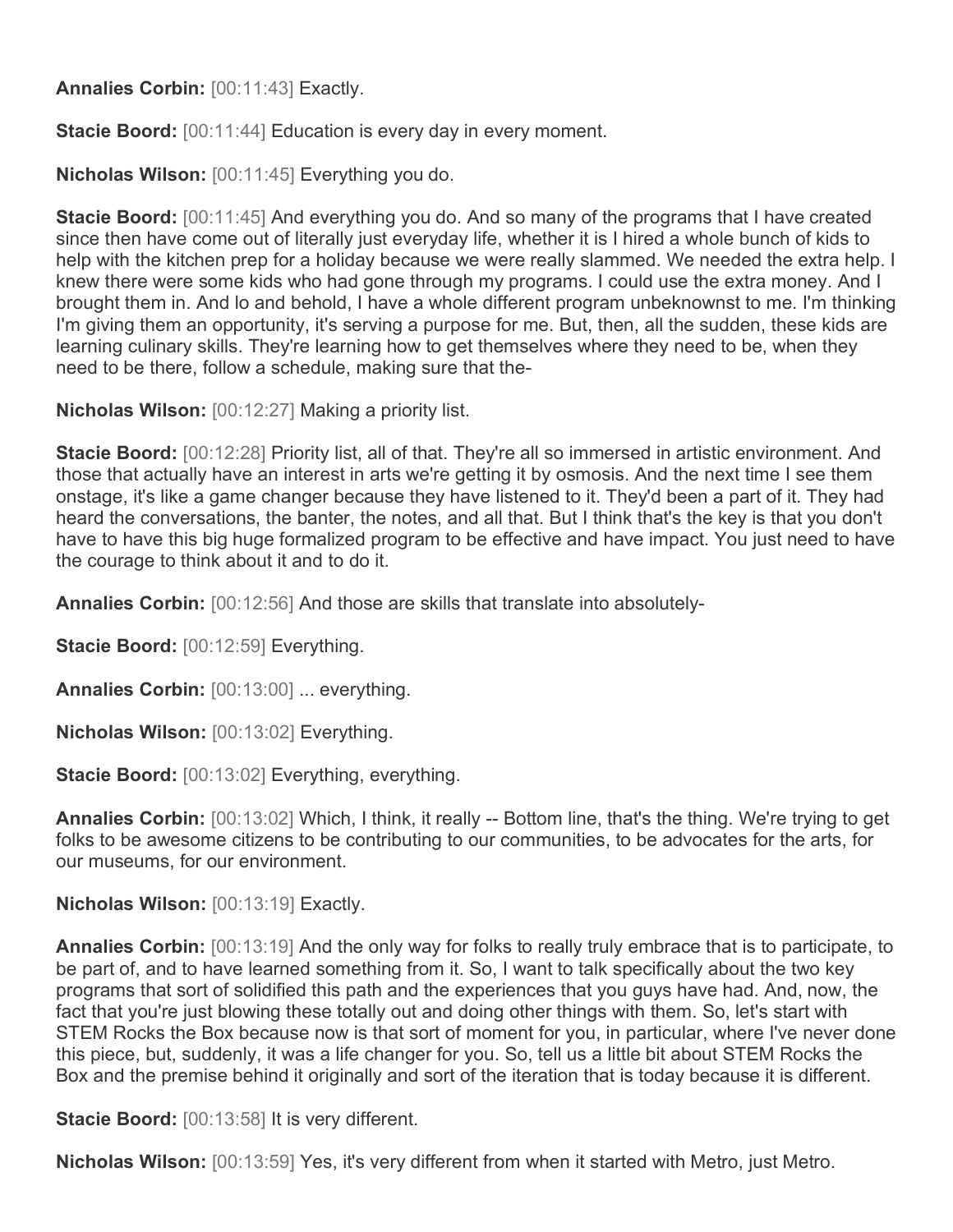**Annalies Corbin:** [00:11:43] Exactly.

**Stacie Boord:** [00:11:44] Education is every day in every moment.

**Nicholas Wilson:** [00:11:45] Everything you do.

**Stacie Boord:** [00:11:45] And everything you do. And so many of the programs that I have created since then have come out of literally just everyday life, whether it is I hired a whole bunch of kids to help with the kitchen prep for a holiday because we were really slammed. We needed the extra help. I knew there were some kids who had gone through my programs. I could use the extra money. And I brought them in. And lo and behold, I have a whole different program unbeknownst to me. I'm thinking I'm giving them an opportunity, it's serving a purpose for me. But, then, all the sudden, these kids are learning culinary skills. They're learning how to get themselves where they need to be, when they need to be there, follow a schedule, making sure that the-

**Nicholas Wilson:** [00:12:27] Making a priority list.

**Stacie Boord:** [00:12:28] Priority list, all of that. They're all so immersed in artistic environment. And those that actually have an interest in arts we're getting it by osmosis. And the next time I see them onstage, it's like a game changer because they have listened to it. They'd been a part of it. They had heard the conversations, the banter, the notes, and all that. But I think that's the key is that you don't have to have this big huge formalized program to be effective and have impact. You just need to have the courage to think about it and to do it.

**Annalies Corbin:** [00:12:56] And those are skills that translate into absolutely-

**Stacie Boord:** [00:12:59] Everything.

**Annalies Corbin:** [00:13:00] ... everything.

**Nicholas Wilson:** [00:13:02] Everything.

**Stacie Boord:** [00:13:02] Everything, everything.

**Annalies Corbin:** [00:13:02] Which, I think, it really -- Bottom line, that's the thing. We're trying to get folks to be awesome citizens to be contributing to our communities, to be advocates for the arts, for our museums, for our environment.

**Nicholas Wilson:** [00:13:19] Exactly.

**Annalies Corbin:** [00:13:19] And the only way for folks to really truly embrace that is to participate, to be part of, and to have learned something from it. So, I want to talk specifically about the two key programs that sort of solidified this path and the experiences that you guys have had. And, now, the fact that you're just blowing these totally out and doing other things with them. So, let's start with STEM Rocks the Box because now is that sort of moment for you, in particular, where I've never done this piece, but, suddenly, it was a life changer for you. So, tell us a little bit about STEM Rocks the Box and the premise behind it originally and sort of the iteration that is today because it is different.

**Stacie Boord:** [00:13:58] It is very different.

**Nicholas Wilson:** [00:13:59] Yes, it's very different from when it started with Metro, just Metro.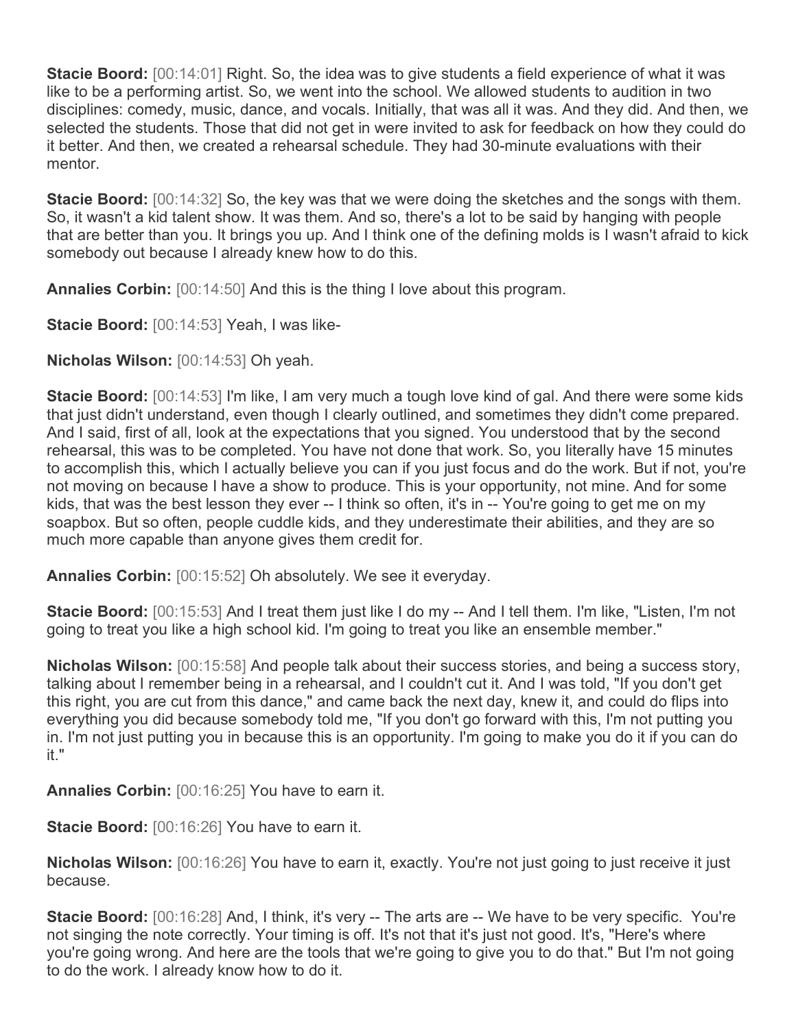**Stacie Boord:** [00:14:01] Right. So, the idea was to give students a field experience of what it was like to be a performing artist. So, we went into the school. We allowed students to audition in two disciplines: comedy, music, dance, and vocals. Initially, that was all it was. And they did. And then, we selected the students. Those that did not get in were invited to ask for feedback on how they could do it better. And then, we created a rehearsal schedule. They had 30-minute evaluations with their mentor.

**Stacie Boord:** [00:14:32] So, the key was that we were doing the sketches and the songs with them. So, it wasn't a kid talent show. It was them. And so, there's a lot to be said by hanging with people that are better than you. It brings you up. And I think one of the defining molds is I wasn't afraid to kick somebody out because I already knew how to do this.

**Annalies Corbin:** [00:14:50] And this is the thing I love about this program.

**Stacie Boord:** [00:14:53] Yeah, I was like-

**Nicholas Wilson:** [00:14:53] Oh yeah.

**Stacie Boord:** [00:14:53] I'm like, I am very much a tough love kind of gal. And there were some kids that just didn't understand, even though I clearly outlined, and sometimes they didn't come prepared. And I said, first of all, look at the expectations that you signed. You understood that by the second rehearsal, this was to be completed. You have not done that work. So, you literally have 15 minutes to accomplish this, which I actually believe you can if you just focus and do the work. But if not, you're not moving on because I have a show to produce. This is your opportunity, not mine. And for some kids, that was the best lesson they ever -- I think so often, it's in -- You're going to get me on my soapbox. But so often, people cuddle kids, and they underestimate their abilities, and they are so much more capable than anyone gives them credit for.

**Annalies Corbin:** [00:15:52] Oh absolutely. We see it everyday.

**Stacie Boord:** [00:15:53] And I treat them just like I do my -- And I tell them. I'm like, "Listen, I'm not going to treat you like a high school kid. I'm going to treat you like an ensemble member."

**Nicholas Wilson:** [00:15:58] And people talk about their success stories, and being a success story, talking about I remember being in a rehearsal, and I couldn't cut it. And I was told, "If you don't get this right, you are cut from this dance," and came back the next day, knew it, and could do flips into everything you did because somebody told me, "If you don't go forward with this, I'm not putting you in. I'm not just putting you in because this is an opportunity. I'm going to make you do it if you can do it."

**Annalies Corbin:** [00:16:25] You have to earn it.

**Stacie Boord:** [00:16:26] You have to earn it.

**Nicholas Wilson:** [00:16:26] You have to earn it, exactly. You're not just going to just receive it just because.

**Stacie Boord:** [00:16:28] And, I think, it's very -- The arts are -- We have to be very specific. You're not singing the note correctly. Your timing is off. It's not that it's just not good. It's, "Here's where you're going wrong. And here are the tools that we're going to give you to do that." But I'm not going to do the work. I already know how to do it.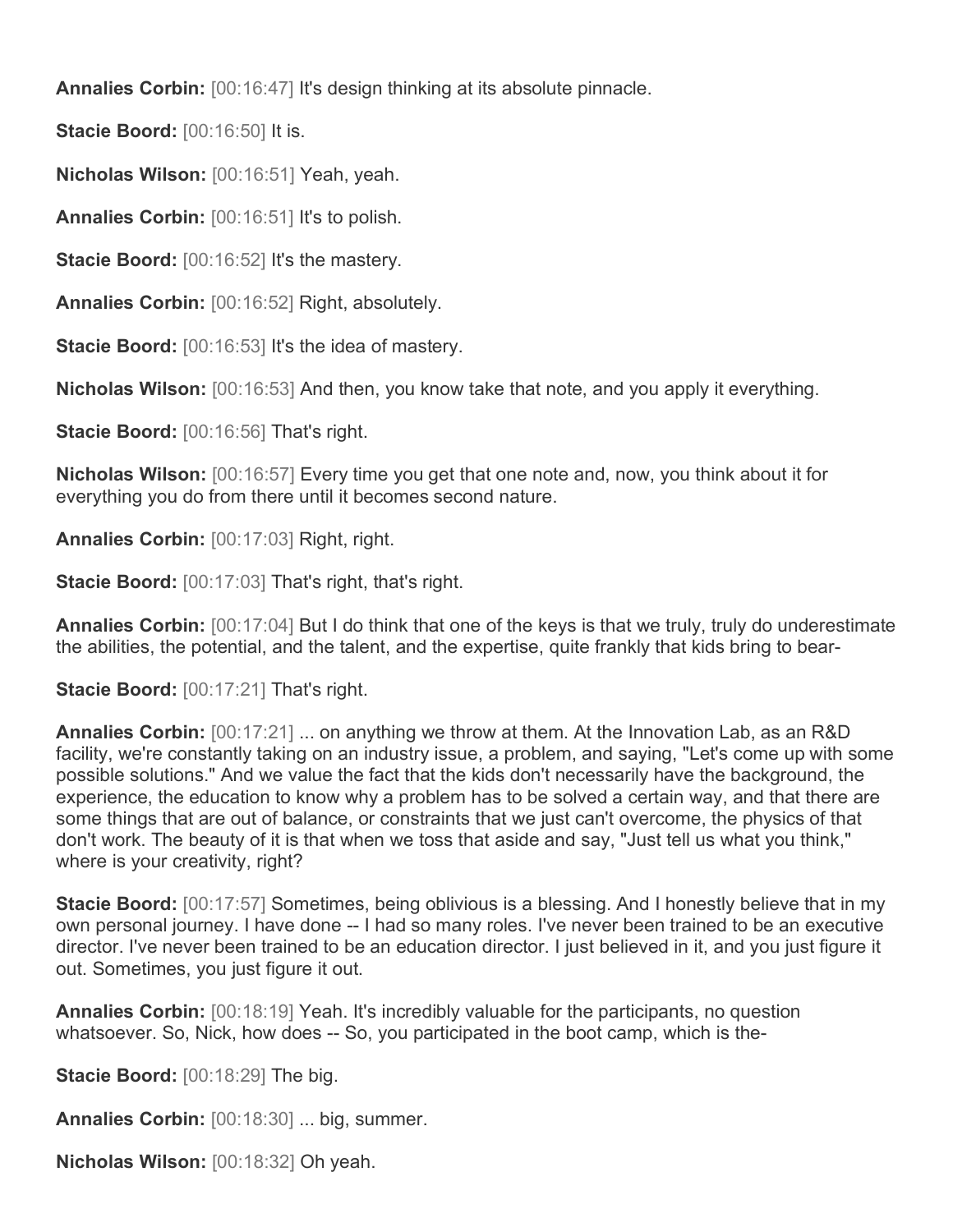**Annalies Corbin:** [00:16:47] It's design thinking at its absolute pinnacle.

**Stacie Boord:** [00:16:50] It is.

**Nicholas Wilson:** [00:16:51] Yeah, yeah.

**Annalies Corbin:** [00:16:51] It's to polish.

**Stacie Boord:** [00:16:52] It's the mastery.

**Annalies Corbin:** [00:16:52] Right, absolutely.

**Stacie Boord:** [00:16:53] It's the idea of mastery.

**Nicholas Wilson:** [00:16:53] And then, you know take that note, and you apply it everything.

**Stacie Boord:** [00:16:56] That's right.

**Nicholas Wilson:** [00:16:57] Every time you get that one note and, now, you think about it for everything you do from there until it becomes second nature.

**Annalies Corbin:** [00:17:03] Right, right.

**Stacie Boord:** [00:17:03] That's right, that's right.

**Annalies Corbin:** [00:17:04] But I do think that one of the keys is that we truly, truly do underestimate the abilities, the potential, and the talent, and the expertise, quite frankly that kids bring to bear-

**Stacie Boord:** [00:17:21] That's right.

**Annalies Corbin:** [00:17:21] ... on anything we throw at them. At the Innovation Lab, as an R&D facility, we're constantly taking on an industry issue, a problem, and saying, "Let's come up with some possible solutions." And we value the fact that the kids don't necessarily have the background, the experience, the education to know why a problem has to be solved a certain way, and that there are some things that are out of balance, or constraints that we just can't overcome, the physics of that don't work. The beauty of it is that when we toss that aside and say, "Just tell us what you think," where is your creativity, right?

**Stacie Boord:** [00:17:57] Sometimes, being oblivious is a blessing. And I honestly believe that in my own personal journey. I have done -- I had so many roles. I've never been trained to be an executive director. I've never been trained to be an education director. I just believed in it, and you just figure it out. Sometimes, you just figure it out.

**Annalies Corbin:** [00:18:19] Yeah. It's incredibly valuable for the participants, no question whatsoever. So, Nick, how does -- So, you participated in the boot camp, which is the-

**Stacie Boord:** [00:18:29] The big.

**Annalies Corbin:** [00:18:30] ... big, summer.

**Nicholas Wilson:** [00:18:32] Oh yeah.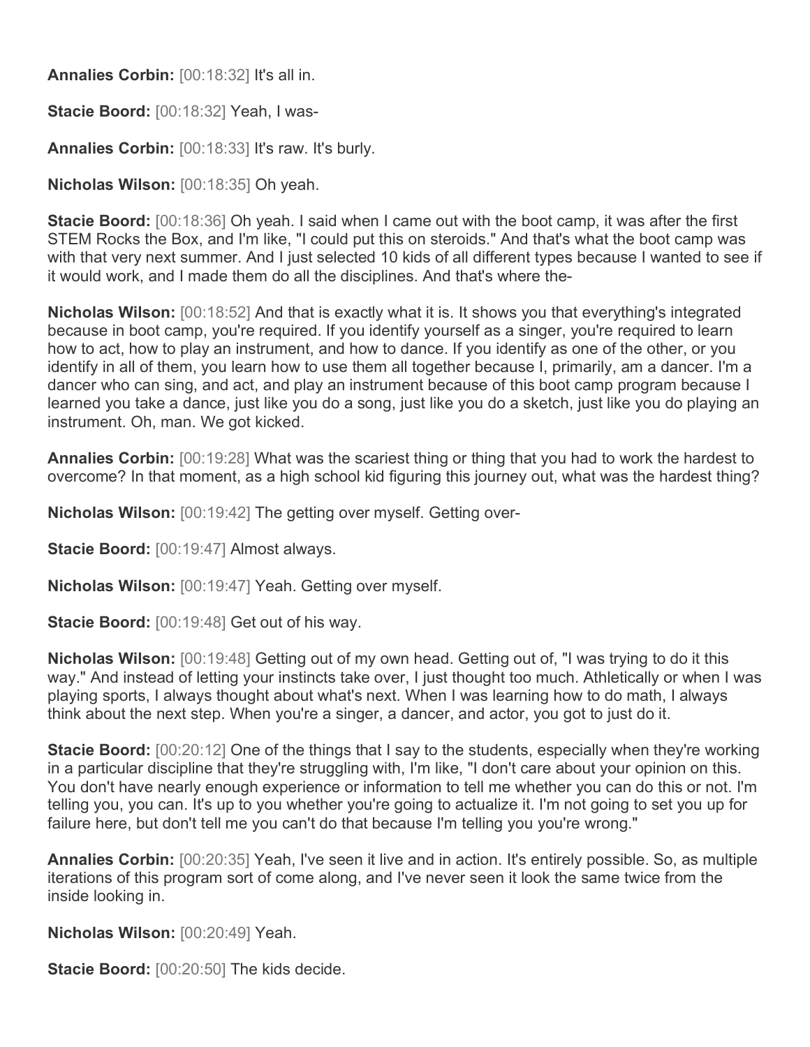**Annalies Corbin:** [00:18:32] It's all in.

**Stacie Boord:** [00:18:32] Yeah, I was-

**Annalies Corbin:** [00:18:33] It's raw. It's burly.

**Nicholas Wilson:** [00:18:35] Oh yeah.

**Stacie Boord:** [00:18:36] Oh yeah. I said when I came out with the boot camp, it was after the first STEM Rocks the Box, and I'm like, "I could put this on steroids." And that's what the boot camp was with that very next summer. And I just selected 10 kids of all different types because I wanted to see if it would work, and I made them do all the disciplines. And that's where the-

**Nicholas Wilson:** [00:18:52] And that is exactly what it is. It shows you that everything's integrated because in boot camp, you're required. If you identify yourself as a singer, you're required to learn how to act, how to play an instrument, and how to dance. If you identify as one of the other, or you identify in all of them, you learn how to use them all together because I, primarily, am a dancer. I'm a dancer who can sing, and act, and play an instrument because of this boot camp program because I learned you take a dance, just like you do a song, just like you do a sketch, just like you do playing an instrument. Oh, man. We got kicked.

**Annalies Corbin:** [00:19:28] What was the scariest thing or thing that you had to work the hardest to overcome? In that moment, as a high school kid figuring this journey out, what was the hardest thing?

**Nicholas Wilson:** [00:19:42] The getting over myself. Getting over-

**Stacie Boord:** [00:19:47] Almost always.

**Nicholas Wilson:** [00:19:47] Yeah. Getting over myself.

**Stacie Boord:** [00:19:48] Get out of his way.

**Nicholas Wilson:** [00:19:48] Getting out of my own head. Getting out of, "I was trying to do it this way." And instead of letting your instincts take over, I just thought too much. Athletically or when I was playing sports, I always thought about what's next. When I was learning how to do math, I always think about the next step. When you're a singer, a dancer, and actor, you got to just do it.

**Stacie Boord:** [00:20:12] One of the things that I say to the students, especially when they're working in a particular discipline that they're struggling with, I'm like, "I don't care about your opinion on this. You don't have nearly enough experience or information to tell me whether you can do this or not. I'm telling you, you can. It's up to you whether you're going to actualize it. I'm not going to set you up for failure here, but don't tell me you can't do that because I'm telling you you're wrong."

**Annalies Corbin:** [00:20:35] Yeah, I've seen it live and in action. It's entirely possible. So, as multiple iterations of this program sort of come along, and I've never seen it look the same twice from the inside looking in.

**Nicholas Wilson:** [00:20:49] Yeah.

**Stacie Boord:** [00:20:50] The kids decide.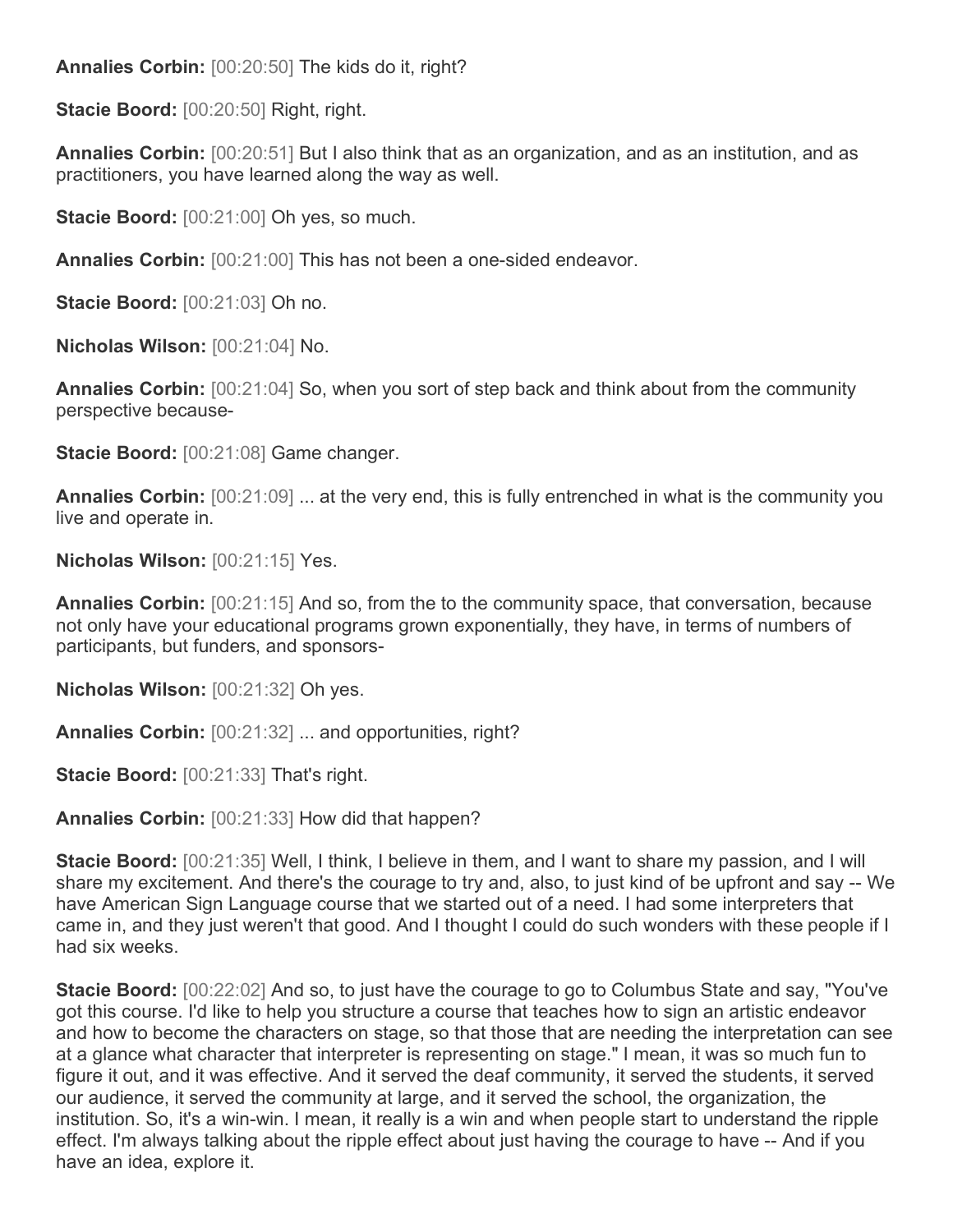**Annalies Corbin:** [00:20:50] The kids do it, right?

**Stacie Boord:** [00:20:50] Right, right.

**Annalies Corbin:** [00:20:51] But I also think that as an organization, and as an institution, and as practitioners, you have learned along the way as well.

**Stacie Boord:** [00:21:00] Oh yes, so much.

**Annalies Corbin:** [00:21:00] This has not been a one-sided endeavor.

**Stacie Boord:** [00:21:03] Oh no.

**Nicholas Wilson:** [00:21:04] No.

**Annalies Corbin:** [00:21:04] So, when you sort of step back and think about from the community perspective because-

**Stacie Boord:** [00:21:08] Game changer.

**Annalies Corbin:** [00:21:09] ... at the very end, this is fully entrenched in what is the community you live and operate in.

**Nicholas Wilson:** [00:21:15] Yes.

**Annalies Corbin:** [00:21:15] And so, from the to the community space, that conversation, because not only have your educational programs grown exponentially, they have, in terms of numbers of participants, but funders, and sponsors-

**Nicholas Wilson:** [00:21:32] Oh yes.

**Annalies Corbin:** [00:21:32] ... and opportunities, right?

**Stacie Boord:** [00:21:33] That's right.

**Annalies Corbin:** [00:21:33] How did that happen?

**Stacie Boord:** [00:21:35] Well, I think, I believe in them, and I want to share my passion, and I will share my excitement. And there's the courage to try and, also, to just kind of be upfront and say -- We have American Sign Language course that we started out of a need. I had some interpreters that came in, and they just weren't that good. And I thought I could do such wonders with these people if I had six weeks.

**Stacie Boord:** [00:22:02] And so, to just have the courage to go to Columbus State and say, "You've got this course. I'd like to help you structure a course that teaches how to sign an artistic endeavor and how to become the characters on stage, so that those that are needing the interpretation can see at a glance what character that interpreter is representing on stage." I mean, it was so much fun to figure it out, and it was effective. And it served the deaf community, it served the students, it served our audience, it served the community at large, and it served the school, the organization, the institution. So, it's a win-win. I mean, it really is a win and when people start to understand the ripple effect. I'm always talking about the ripple effect about just having the courage to have -- And if you have an idea, explore it.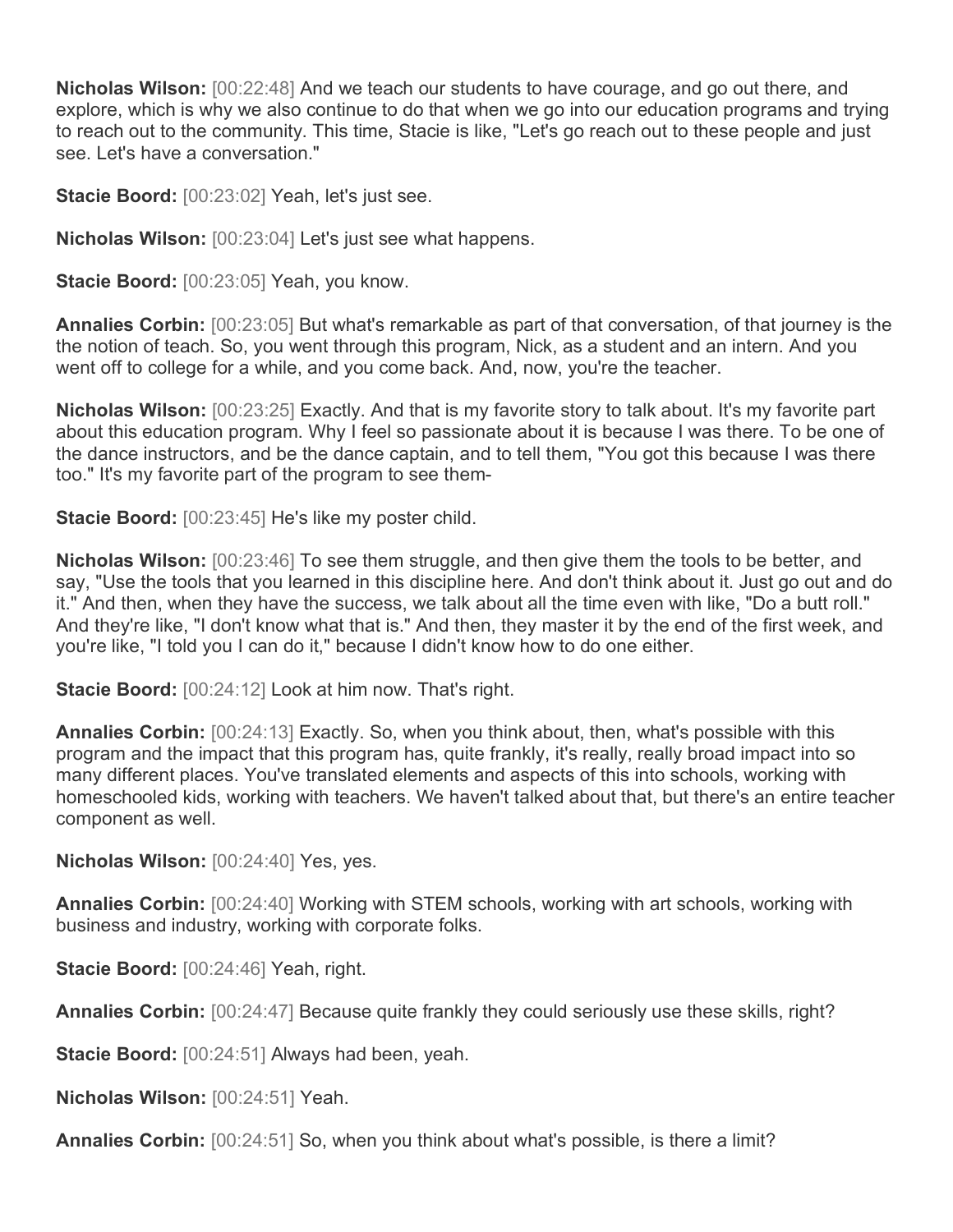**Nicholas Wilson:** [00:22:48] And we teach our students to have courage, and go out there, and explore, which is why we also continue to do that when we go into our education programs and trying to reach out to the community. This time, Stacie is like, "Let's go reach out to these people and just see. Let's have a conversation."

**Stacie Boord:** [00:23:02] Yeah, let's just see.

**Nicholas Wilson:** [00:23:04] Let's just see what happens.

**Stacie Boord:** [00:23:05] Yeah, you know.

**Annalies Corbin:** [00:23:05] But what's remarkable as part of that conversation, of that journey is the the notion of teach. So, you went through this program, Nick, as a student and an intern. And you went off to college for a while, and you come back. And, now, you're the teacher.

**Nicholas Wilson:** [00:23:25] Exactly. And that is my favorite story to talk about. It's my favorite part about this education program. Why I feel so passionate about it is because I was there. To be one of the dance instructors, and be the dance captain, and to tell them, "You got this because I was there too." It's my favorite part of the program to see them-

**Stacie Boord:** [00:23:45] He's like my poster child.

**Nicholas Wilson:** [00:23:46] To see them struggle, and then give them the tools to be better, and say, "Use the tools that you learned in this discipline here. And don't think about it. Just go out and do it." And then, when they have the success, we talk about all the time even with like, "Do a butt roll." And they're like, "I don't know what that is." And then, they master it by the end of the first week, and you're like, "I told you I can do it," because I didn't know how to do one either.

**Stacie Boord:** [00:24:12] Look at him now. That's right.

**Annalies Corbin:** [00:24:13] Exactly. So, when you think about, then, what's possible with this program and the impact that this program has, quite frankly, it's really, really broad impact into so many different places. You've translated elements and aspects of this into schools, working with homeschooled kids, working with teachers. We haven't talked about that, but there's an entire teacher component as well.

**Nicholas Wilson:** [00:24:40] Yes, yes.

**Annalies Corbin:** [00:24:40] Working with STEM schools, working with art schools, working with business and industry, working with corporate folks.

**Stacie Boord:** [00:24:46] Yeah, right.

**Annalies Corbin:** [00:24:47] Because quite frankly they could seriously use these skills, right?

**Stacie Boord:** [00:24:51] Always had been, yeah.

**Nicholas Wilson:** [00:24:51] Yeah.

**Annalies Corbin:** [00:24:51] So, when you think about what's possible, is there a limit?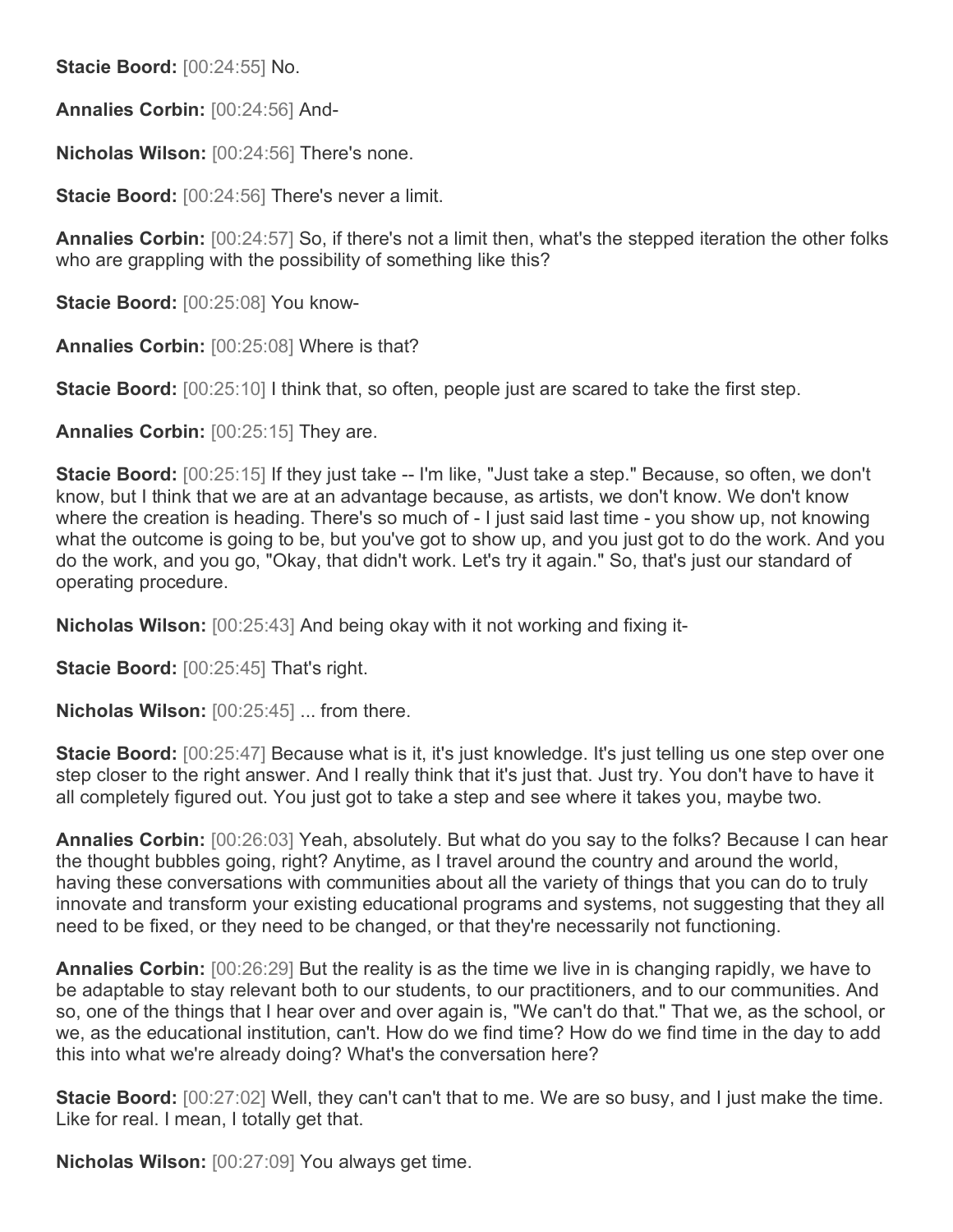**Stacie Boord:** [00:24:55] No.

**Annalies Corbin:** [00:24:56] And-

**Nicholas Wilson:** [00:24:56] There's none.

**Stacie Boord:** [00:24:56] There's never a limit.

**Annalies Corbin:** [00:24:57] So, if there's not a limit then, what's the stepped iteration the other folks who are grappling with the possibility of something like this?

**Stacie Boord:** [00:25:08] You know-

**Annalies Corbin:** [00:25:08] Where is that?

**Stacie Boord:** [00:25:10] I think that, so often, people just are scared to take the first step.

**Annalies Corbin:** [00:25:15] They are.

**Stacie Boord:** [00:25:15] If they just take -- I'm like, "Just take a step." Because, so often, we don't know, but I think that we are at an advantage because, as artists, we don't know. We don't know where the creation is heading. There's so much of - I just said last time - you show up, not knowing what the outcome is going to be, but you've got to show up, and you just got to do the work. And you do the work, and you go, "Okay, that didn't work. Let's try it again." So, that's just our standard of operating procedure.

**Nicholas Wilson:** [00:25:43] And being okay with it not working and fixing it-

**Stacie Boord:** [00:25:45] That's right.

**Nicholas Wilson:** [00:25:45] ... from there.

**Stacie Boord:** [00:25:47] Because what is it, it's just knowledge. It's just telling us one step over one step closer to the right answer. And I really think that it's just that. Just try. You don't have to have it all completely figured out. You just got to take a step and see where it takes you, maybe two.

**Annalies Corbin:** [00:26:03] Yeah, absolutely. But what do you say to the folks? Because I can hear the thought bubbles going, right? Anytime, as I travel around the country and around the world, having these conversations with communities about all the variety of things that you can do to truly innovate and transform your existing educational programs and systems, not suggesting that they all need to be fixed, or they need to be changed, or that they're necessarily not functioning.

**Annalies Corbin:** [00:26:29] But the reality is as the time we live in is changing rapidly, we have to be adaptable to stay relevant both to our students, to our practitioners, and to our communities. And so, one of the things that I hear over and over again is, "We can't do that." That we, as the school, or we, as the educational institution, can't. How do we find time? How do we find time in the day to add this into what we're already doing? What's the conversation here?

**Stacie Boord:** [00:27:02] Well, they can't can't that to me. We are so busy, and I just make the time. Like for real. I mean, I totally get that.

**Nicholas Wilson:** [00:27:09] You always get time.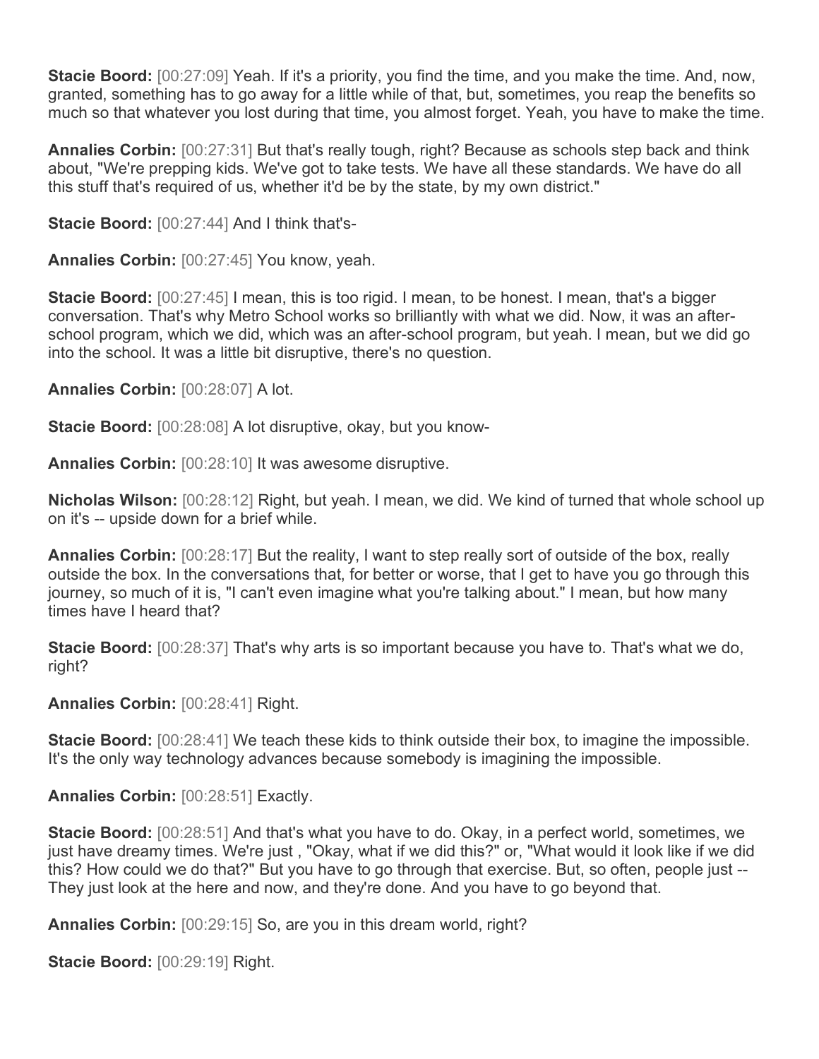**Stacie Boord:** [00:27:09] Yeah. If it's a priority, you find the time, and you make the time. And, now, granted, something has to go away for a little while of that, but, sometimes, you reap the benefits so much so that whatever you lost during that time, you almost forget. Yeah, you have to make the time.

**Annalies Corbin:** [00:27:31] But that's really tough, right? Because as schools step back and think about, "We're prepping kids. We've got to take tests. We have all these standards. We have do all this stuff that's required of us, whether it'd be by the state, by my own district."

**Stacie Boord:** [00:27:44] And I think that's-

**Annalies Corbin:** [00:27:45] You know, yeah.

**Stacie Boord:** [00:27:45] I mean, this is too rigid. I mean, to be honest. I mean, that's a bigger conversation. That's why Metro School works so brilliantly with what we did. Now, it was an after-school program, which we did, which was an after-school program, but yeah. I mean, but we did go into the school. It was a little bit disruptive, there's no question.

**Annalies Corbin:** [00:28:07] A lot.

**Stacie Boord:** [00:28:08] A lot disruptive, okay, but you know-

**Annalies Corbin:** [00:28:10] It was awesome disruptive.

**Nicholas Wilson:** [00:28:12] Right, but yeah. I mean, we did. We kind of turned that whole school up on it's -- upside down for a brief while.

**Annalies Corbin:** [00:28:17] But the reality, I want to step really sort of outside of the box, really outside the box. In the conversations that, for better or worse, that I get to have you go through this journey, so much of it is, "I can't even imagine what you're talking about." I mean, but how many times have I heard that?

**Stacie Boord:** [00:28:37] That's why arts is so important because you have to. That's what we do, right?

**Annalies Corbin:** [00:28:41] Right.

**Stacie Boord:** [00:28:41] We teach these kids to think outside their box, to imagine the impossible. It's the only way technology advances because somebody is imagining the impossible.

**Annalies Corbin:** [00:28:51] Exactly.

**Stacie Boord:** [00:28:51] And that's what you have to do. Okay, in a perfect world, sometimes, we just have dreamy times. We're just , "Okay, what if we did this?" or, "What would it look like if we did this? How could we do that?" But you have to go through that exercise. But, so often, people just -- They just look at the here and now, and they're done. And you have to go beyond that.

**Annalies Corbin:** [00:29:15] So, are you in this dream world, right?

**Stacie Boord:** [00:29:19] Right.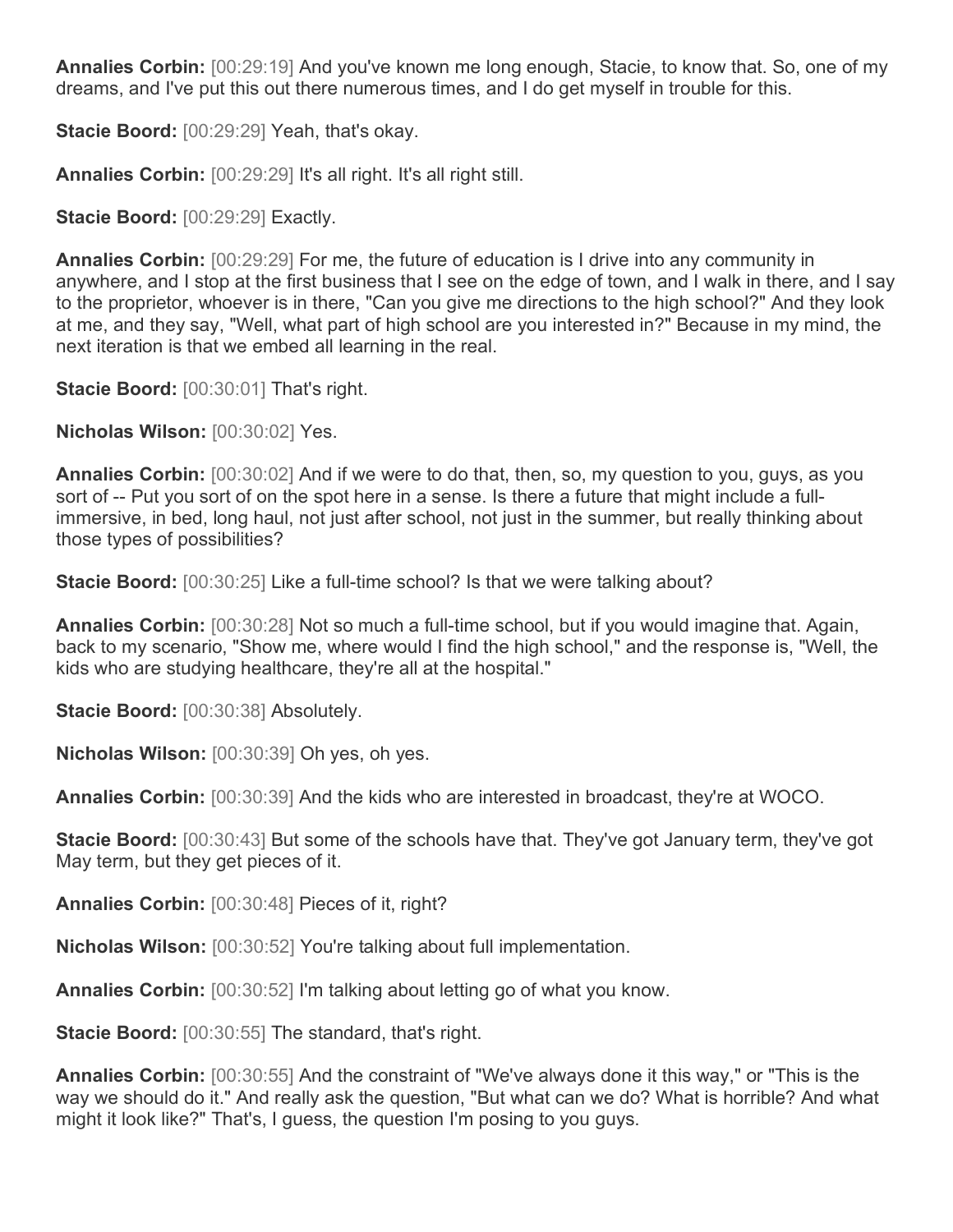**Annalies Corbin:** [00:29:19] And you've known me long enough, Stacie, to know that. So, one of my dreams, and I've put this out there numerous times, and I do get myself in trouble for this.

**Stacie Boord:** [00:29:29] Yeah, that's okay.

**Annalies Corbin:** [00:29:29] It's all right. It's all right still.

**Stacie Boord:** [00:29:29] Exactly.

**Annalies Corbin:** [00:29:29] For me, the future of education is I drive into any community in anywhere, and I stop at the first business that I see on the edge of town, and I walk in there, and I say to the proprietor, whoever is in there, "Can you give me directions to the high school?" And they look at me, and they say, "Well, what part of high school are you interested in?" Because in my mind, the next iteration is that we embed all learning in the real.

**Stacie Boord:** [00:30:01] That's right.

**Nicholas Wilson:** [00:30:02] Yes.

**Annalies Corbin:** [00:30:02] And if we were to do that, then, so, my question to you, guys, as you sort of -- Put you sort of on the spot here in a sense. Is there a future that might include a full-immersive, in bed, long haul, not just after school, not just in the summer, but really thinking about those types of possibilities?

**Stacie Boord:** [00:30:25] Like a full-time school? Is that we were talking about?

**Annalies Corbin:** [00:30:28] Not so much a full-time school, but if you would imagine that. Again, back to my scenario, "Show me, where would I find the high school," and the response is, "Well, the kids who are studying healthcare, they're all at the hospital."

**Stacie Boord:** [00:30:38] Absolutely.

**Nicholas Wilson:** [00:30:39] Oh yes, oh yes.

**Annalies Corbin:** [00:30:39] And the kids who are interested in broadcast, they're at WOCO.

**Stacie Boord:** [00:30:43] But some of the schools have that. They've got January term, they've got May term, but they get pieces of it.

**Annalies Corbin:** [00:30:48] Pieces of it, right?

**Nicholas Wilson:** [00:30:52] You're talking about full implementation.

**Annalies Corbin:** [00:30:52] I'm talking about letting go of what you know.

**Stacie Boord:** [00:30:55] The standard, that's right.

**Annalies Corbin:** [00:30:55] And the constraint of "We've always done it this way," or "This is the way we should do it." And really ask the question, "But what can we do? What is horrible? And what might it look like?" That's, I guess, the question I'm posing to you guys.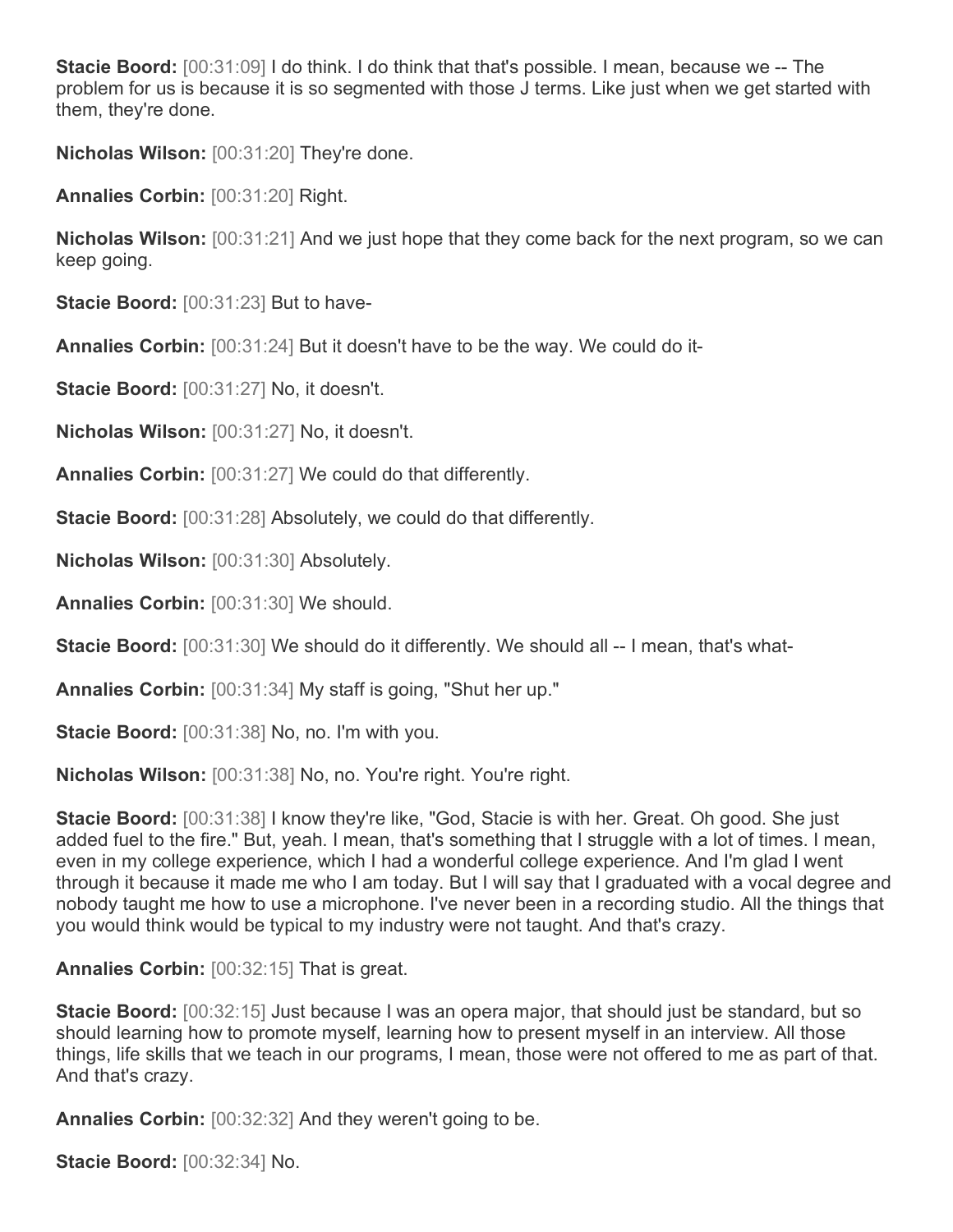**Stacie Boord:** [00:31:09] I do think. I do think that that's possible. I mean, because we -- The problem for us is because it is so segmented with those J terms. Like just when we get started with them, they're done.

**Nicholas Wilson:** [00:31:20] They're done.

**Annalies Corbin:** [00:31:20] Right.

**Nicholas Wilson:** [00:31:21] And we just hope that they come back for the next program, so we can keep going.

**Stacie Boord:** [00:31:23] But to have-

**Annalies Corbin:** [00:31:24] But it doesn't have to be the way. We could do it-

**Stacie Boord:** [00:31:27] No, it doesn't.

**Nicholas Wilson:** [00:31:27] No, it doesn't.

**Annalies Corbin:** [00:31:27] We could do that differently.

**Stacie Boord:** [00:31:28] Absolutely, we could do that differently.

**Nicholas Wilson:** [00:31:30] Absolutely.

**Annalies Corbin:** [00:31:30] We should.

**Stacie Boord:** [00:31:30] We should do it differently. We should all -- I mean, that's what-

**Annalies Corbin:** [00:31:34] My staff is going, "Shut her up."

**Stacie Boord:** [00:31:38] No, no. I'm with you.

**Nicholas Wilson:** [00:31:38] No, no. You're right. You're right.

**Stacie Boord:** [00:31:38] I know they're like, "God, Stacie is with her. Great. Oh good. She just added fuel to the fire." But, yeah. I mean, that's something that I struggle with a lot of times. I mean, even in my college experience, which I had a wonderful college experience. And I'm glad I went through it because it made me who I am today. But I will say that I graduated with a vocal degree and nobody taught me how to use a microphone. I've never been in a recording studio. All the things that you would think would be typical to my industry were not taught. And that's crazy.

**Annalies Corbin:** [00:32:15] That is great.

**Stacie Boord:** [00:32:15] Just because I was an opera major, that should just be standard, but so should learning how to promote myself, learning how to present myself in an interview. All those things, life skills that we teach in our programs, I mean, those were not offered to me as part of that. And that's crazy.

**Annalies Corbin:** [00:32:32] And they weren't going to be.

**Stacie Boord:** [00:32:34] No.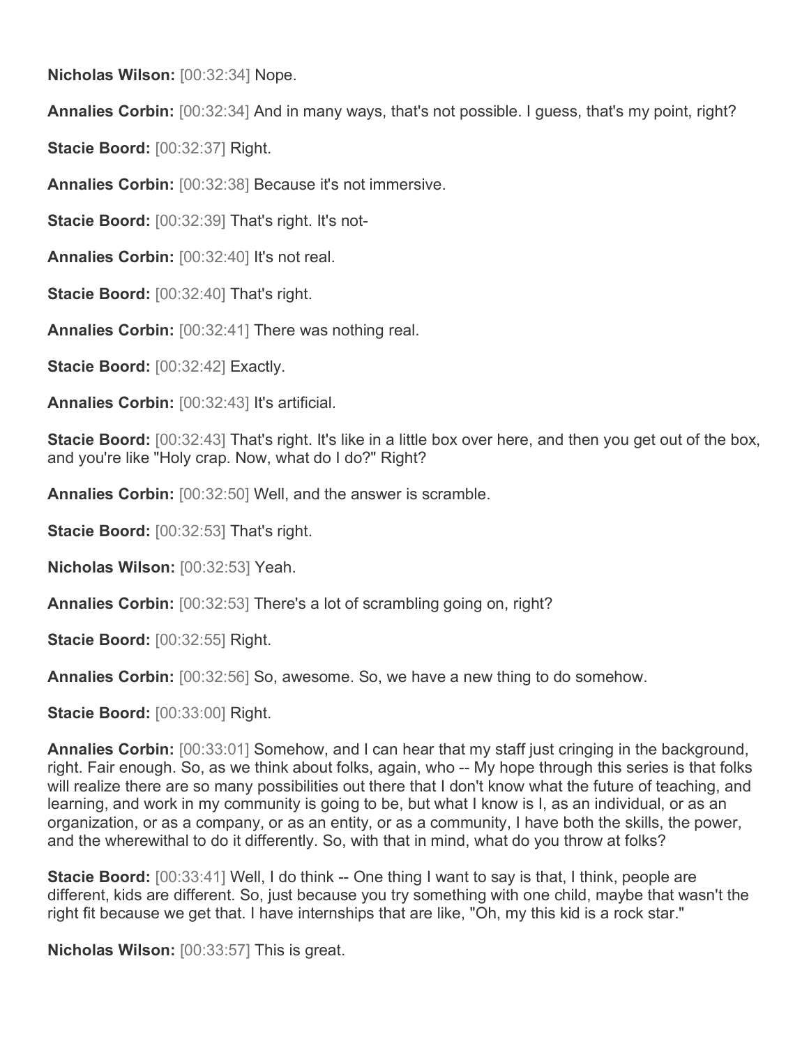**Nicholas Wilson:** [00:32:34] Nope.

**Annalies Corbin:** [00:32:34] And in many ways, that's not possible. I guess, that's my point, right?

**Stacie Boord:** [00:32:37] Right.

**Annalies Corbin:** [00:32:38] Because it's not immersive.

**Stacie Boord:** [00:32:39] That's right. It's not-

**Annalies Corbin:** [00:32:40] It's not real.

**Stacie Boord:** [00:32:40] That's right.

**Annalies Corbin:** [00:32:41] There was nothing real.

**Stacie Boord:** [00:32:42] Exactly.

**Annalies Corbin:** [00:32:43] It's artificial.

**Stacie Boord:** [00:32:43] That's right. It's like in a little box over here, and then you get out of the box, and you're like "Holy crap. Now, what do I do?" Right?

**Annalies Corbin:** [00:32:50] Well, and the answer is scramble.

**Stacie Boord:** [00:32:53] That's right.

**Nicholas Wilson:** [00:32:53] Yeah.

**Annalies Corbin:** [00:32:53] There's a lot of scrambling going on, right?

**Stacie Boord:** [00:32:55] Right.

**Annalies Corbin:** [00:32:56] So, awesome. So, we have a new thing to do somehow.

**Stacie Boord:** [00:33:00] Right.

**Annalies Corbin:** [00:33:01] Somehow, and I can hear that my staff just cringing in the background, right. Fair enough. So, as we think about folks, again, who -- My hope through this series is that folks will realize there are so many possibilities out there that I don't know what the future of teaching, and learning, and work in my community is going to be, but what I know is I, as an individual, or as an organization, or as a company, or as an entity, or as a community, I have both the skills, the power, and the wherewithal to do it differently. So, with that in mind, what do you throw at folks?

**Stacie Boord:** [00:33:41] Well, I do think -- One thing I want to say is that, I think, people are different, kids are different. So, just because you try something with one child, maybe that wasn't the right fit because we get that. I have internships that are like, "Oh, my this kid is a rock star."

**Nicholas Wilson:** [00:33:57] This is great.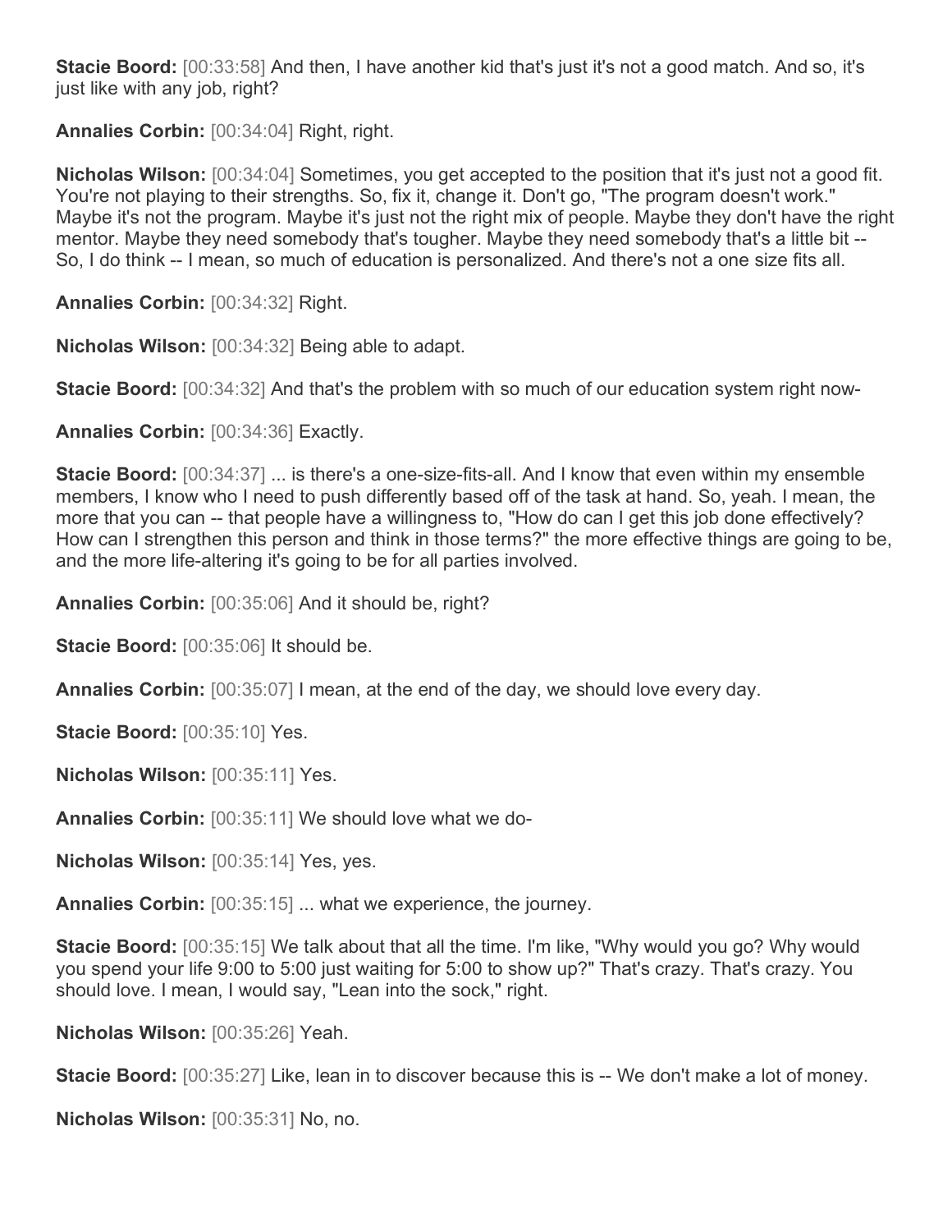**Stacie Boord:** [00:33:58] And then, I have another kid that's just it's not a good match. And so, it's just like with any job, right?

**Annalies Corbin:** [00:34:04] Right, right.

**Nicholas Wilson:** [00:34:04] Sometimes, you get accepted to the position that it's just not a good fit. You're not playing to their strengths. So, fix it, change it. Don't go, "The program doesn't work." Maybe it's not the program. Maybe it's just not the right mix of people. Maybe they don't have the right mentor. Maybe they need somebody that's tougher. Maybe they need somebody that's a little bit -- So, I do think -- I mean, so much of education is personalized. And there's not a one size fits all.

**Annalies Corbin:** [00:34:32] Right.

**Nicholas Wilson:** [00:34:32] Being able to adapt.

**Stacie Boord:** [00:34:32] And that's the problem with so much of our education system right now-

**Annalies Corbin:** [00:34:36] Exactly.

**Stacie Boord:** [00:34:37] ... is there's a one-size-fits-all. And I know that even within my ensemble members, I know who I need to push differently based off of the task at hand. So, yeah. I mean, the more that you can -- that people have a willingness to, "How do can I get this job done effectively? How can I strengthen this person and think in those terms?" the more effective things are going to be, and the more life-altering it's going to be for all parties involved.

**Annalies Corbin:** [00:35:06] And it should be, right?

**Stacie Boord:** [00:35:06] It should be.

**Annalies Corbin:** [00:35:07] I mean, at the end of the day, we should love every day.

**Stacie Boord:** [00:35:10] Yes.

**Nicholas Wilson:** [00:35:11] Yes.

**Annalies Corbin:** [00:35:11] We should love what we do-

**Nicholas Wilson:** [00:35:14] Yes, yes.

**Annalies Corbin:** [00:35:15] ... what we experience, the journey.

**Stacie Boord:** [00:35:15] We talk about that all the time. I'm like, "Why would you go? Why would you spend your life 9:00 to 5:00 just waiting for 5:00 to show up?" That's crazy. That's crazy. You should love. I mean, I would say, "Lean into the sock," right.

**Nicholas Wilson:** [00:35:26] Yeah.

**Stacie Boord:** [00:35:27] Like, lean in to discover because this is -- We don't make a lot of money.

**Nicholas Wilson:** [00:35:31] No, no.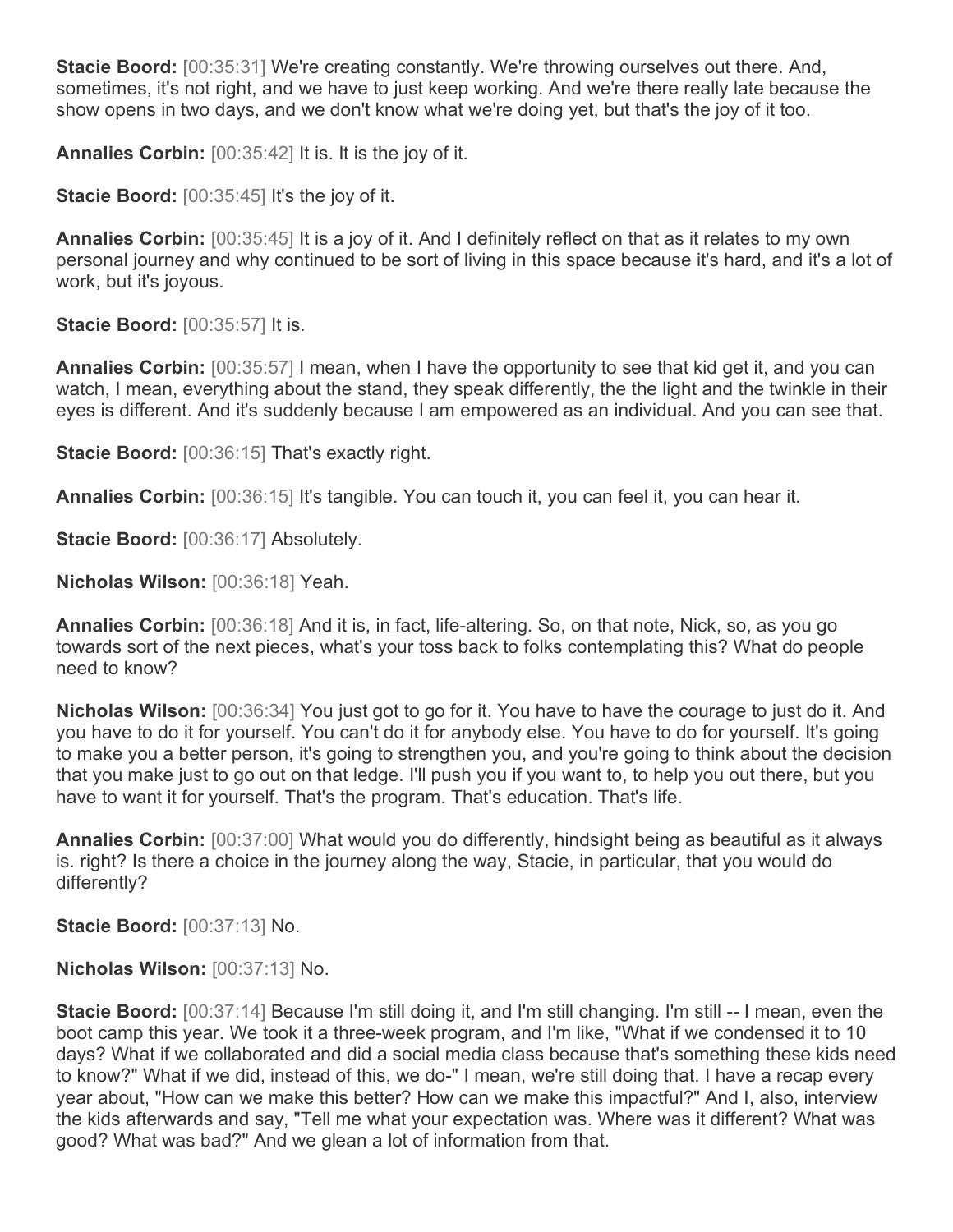**Stacie Boord:** [00:35:31] We're creating constantly. We're throwing ourselves out there. And, sometimes, it's not right, and we have to just keep working. And we're there really late because the show opens in two days, and we don't know what we're doing yet, but that's the joy of it too.

**Annalies Corbin:** [00:35:42] It is. It is the joy of it.

**Stacie Boord:** [00:35:45] It's the joy of it.

**Annalies Corbin:** [00:35:45] It is a joy of it. And I definitely reflect on that as it relates to my own personal journey and why continued to be sort of living in this space because it's hard, and it's a lot of work, but it's joyous.

**Stacie Boord:** [00:35:57] It is.

**Annalies Corbin:** [00:35:57] I mean, when I have the opportunity to see that kid get it, and you can watch, I mean, everything about the stand, they speak differently, the the light and the twinkle in their eyes is different. And it's suddenly because I am empowered as an individual. And you can see that.

**Stacie Boord:** [00:36:15] That's exactly right.

**Annalies Corbin:** [00:36:15] It's tangible. You can touch it, you can feel it, you can hear it.

**Stacie Boord:** [00:36:17] Absolutely.

**Nicholas Wilson:** [00:36:18] Yeah.

**Annalies Corbin:** [00:36:18] And it is, in fact, life-altering. So, on that note, Nick, so, as you go towards sort of the next pieces, what's your toss back to folks contemplating this? What do people need to know?

**Nicholas Wilson:** [00:36:34] You just got to go for it. You have to have the courage to just do it. And you have to do it for yourself. You can't do it for anybody else. You have to do for yourself. It's going to make you a better person, it's going to strengthen you, and you're going to think about the decision that you make just to go out on that ledge. I'll push you if you want to, to help you out there, but you have to want it for yourself. That's the program. That's education. That's life.

**Annalies Corbin:** [00:37:00] What would you do differently, hindsight being as beautiful as it always is. right? Is there a choice in the journey along the way, Stacie, in particular, that you would do differently?

**Stacie Boord:** [00:37:13] No.

**Nicholas Wilson:** [00:37:13] No.

**Stacie Boord:** [00:37:14] Because I'm still doing it, and I'm still changing. I'm still -- I mean, even the boot camp this year. We took it a three-week program, and I'm like, "What if we condensed it to 10 days? What if we collaborated and did a social media class because that's something these kids need to know?" What if we did, instead of this, we do-" I mean, we're still doing that. I have a recap every year about, "How can we make this better? How can we make this impactful?" And I, also, interview the kids afterwards and say, "Tell me what your expectation was. Where was it different? What was good? What was bad?" And we glean a lot of information from that.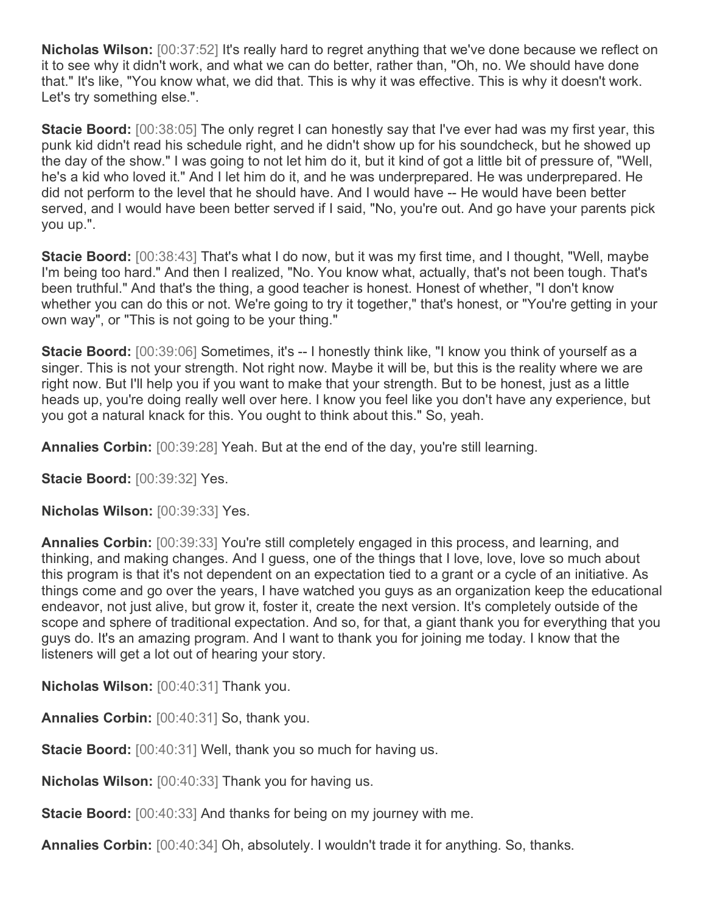**Nicholas Wilson:** [00:37:52] It's really hard to regret anything that we've done because we reflect on it to see why it didn't work, and what we can do better, rather than, "Oh, no. We should have done that." It's like, "You know what, we did that. This is why it was effective. This is why it doesn't work. Let's try something else.".

**Stacie Boord:** [00:38:05] The only regret I can honestly say that I've ever had was my first year, this punk kid didn't read his schedule right, and he didn't show up for his soundcheck, but he showed up the day of the show." I was going to not let him do it, but it kind of got a little bit of pressure of, "Well, he's a kid who loved it." And I let him do it, and he was underprepared. He was underprepared. He did not perform to the level that he should have. And I would have -- He would have been better served, and I would have been better served if I said, "No, you're out. And go have your parents pick you up.".

**Stacie Boord:** [00:38:43] That's what I do now, but it was my first time, and I thought, "Well, maybe I'm being too hard." And then I realized, "No. You know what, actually, that's not been tough. That's been truthful." And that's the thing, a good teacher is honest. Honest of whether, "I don't know whether you can do this or not. We're going to try it together," that's honest, or "You're getting in your own way", or "This is not going to be your thing."

**Stacie Boord:** [00:39:06] Sometimes, it's -- I honestly think like, "I know you think of yourself as a singer. This is not your strength. Not right now. Maybe it will be, but this is the reality where we are right now. But I'll help you if you want to make that your strength. But to be honest, just as a little heads up, you're doing really well over here. I know you feel like you don't have any experience, but you got a natural knack for this. You ought to think about this." So, yeah.

**Annalies Corbin:** [00:39:28] Yeah. But at the end of the day, you're still learning.

**Stacie Boord:** [00:39:32] Yes.

**Nicholas Wilson:** [00:39:33] Yes.

**Annalies Corbin:** [00:39:33] You're still completely engaged in this process, and learning, and thinking, and making changes. And I guess, one of the things that I love, love, love so much about this program is that it's not dependent on an expectation tied to a grant or a cycle of an initiative. As things come and go over the years, I have watched you guys as an organization keep the educational endeavor, not just alive, but grow it, foster it, create the next version. It's completely outside of the scope and sphere of traditional expectation. And so, for that, a giant thank you for everything that you guys do. It's an amazing program. And I want to thank you for joining me today. I know that the listeners will get a lot out of hearing your story.

**Nicholas Wilson:** [00:40:31] Thank you.

**Annalies Corbin:** [00:40:31] So, thank you.

**Stacie Boord:** [00:40:31] Well, thank you so much for having us.

**Nicholas Wilson:** [00:40:33] Thank you for having us.

**Stacie Boord:** [00:40:33] And thanks for being on my journey with me.

**Annalies Corbin:** [00:40:34] Oh, absolutely. I wouldn't trade it for anything. So, thanks.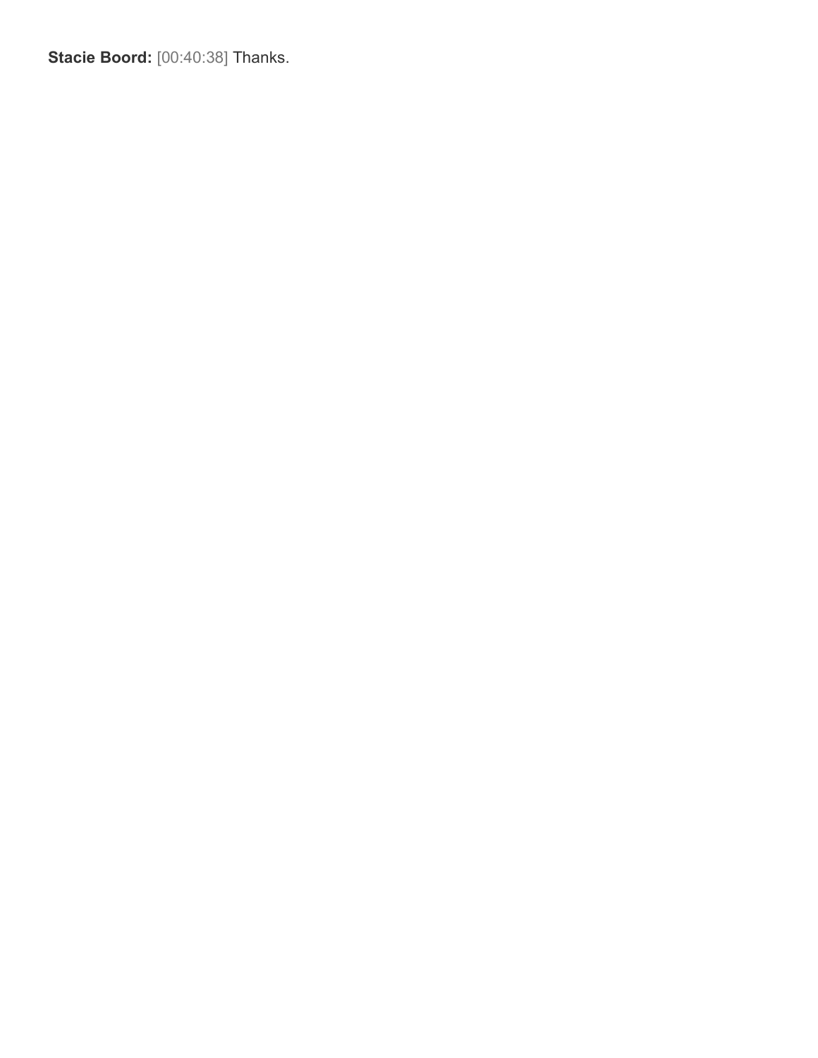**Stacie Boord:** [00:40:38] Thanks.